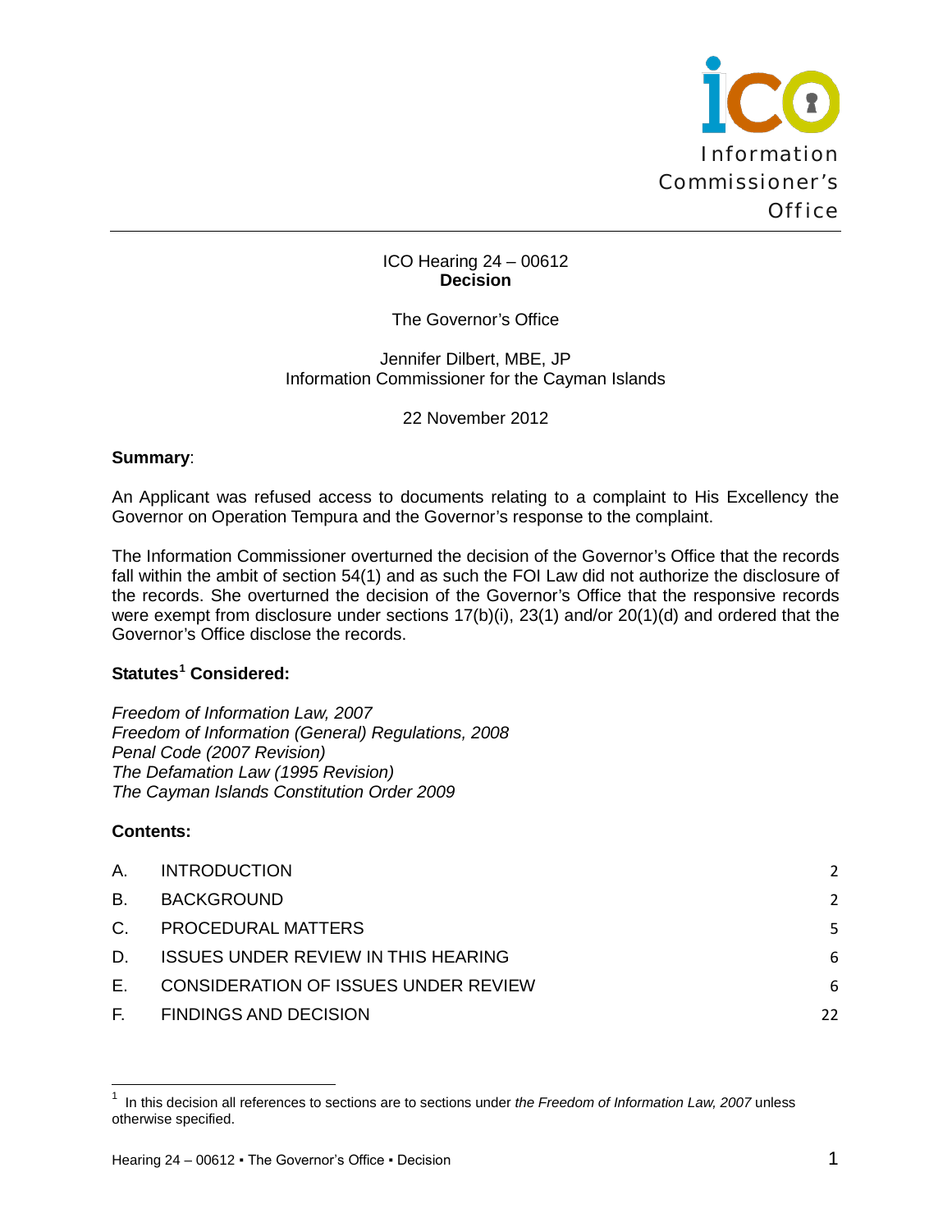Information Commissioner's Office

ICO Hearing 24 – 00612
**Decision**

The Governor's Office

Jennifer Dilbert, MBE, JP
Information Commissioner for the Cayman Islands

22 November 2012

**Summary**:

An Applicant was refused access to documents relating to a complaint to His Excellency the Governor on Operation Tempura and the Governor's response to the complaint.

The Information Commissioner overturned the decision of the Governor's Office that the records fall within the ambit of section 54(1) and as such the FOI Law did not authorize the disclosure of the records. She overturned the decision of the Governor's Office that the responsive records were exempt from disclosure under sections 17(b)(i), 23(1) and/or 20(1)(d) and ordered that the Governor's Office disclose the records.

**Statutes[1] Considered:**

*Freedom of Information Law, 2007*
*Freedom of Information (General) Regulations, 2008*
*Penal Code (2007 Revision)*
*The Defamation Law (1995 Revision)*
*The Cayman Islands Constitution Order 2009*

**Contents:**

| | | |
|---|---|---|
| A. | INTRODUCTION | 2 |
| B. | BACKGROUND | 2 |
| C. | PROCEDURAL MATTERS | 5 |
| D. | ISSUES UNDER REVIEW IN THIS HEARING | 6 |
| E. | CONSIDERATION OF ISSUES UNDER REVIEW | 6 |
| F. | FINDINGS AND DECISION | 22 |

[1] In this decision all references to sections are to sections under *the Freedom of Information Law, 2007* unless otherwise specified.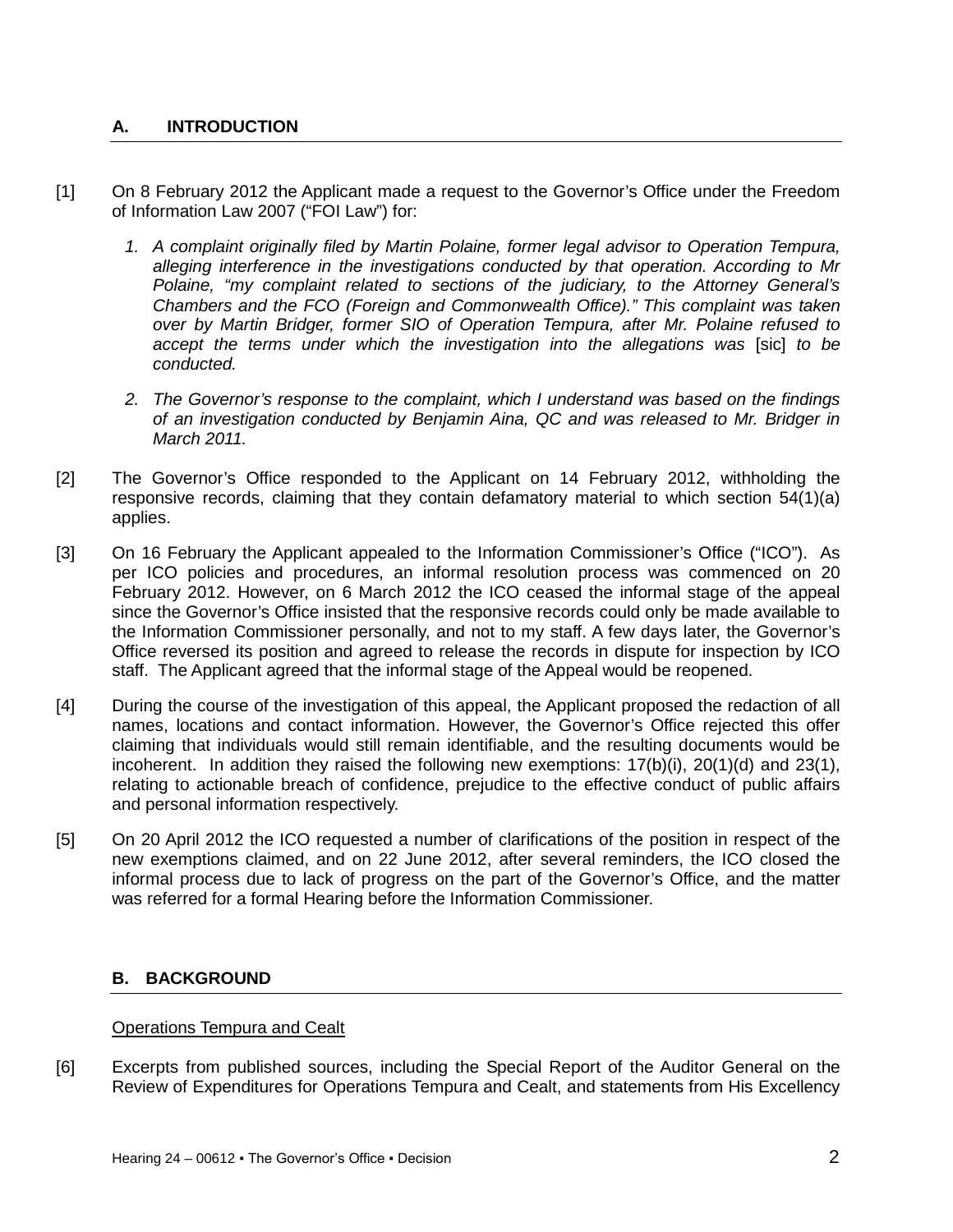## A. INTRODUCTION

[1] On 8 February 2012 the Applicant made a request to the Governor's Office under the Freedom of Information Law 2007 ("FOI Law") for:

1. *A complaint originally filed by Martin Polaine, former legal advisor to Operation Tempura, alleging interference in the investigations conducted by that operation. According to Mr Polaine, "my complaint related to sections of the judiciary, to the Attorney General's Chambers and the FCO (Foreign and Commonwealth Office)." This complaint was taken over by Martin Bridger, former SIO of Operation Tempura, after Mr. Polaine refused to accept the terms under which the investigation into the allegations was* [sic] *to be conducted.*

2. *The Governor's response to the complaint, which I understand was based on the findings of an investigation conducted by Benjamin Aina, QC and was released to Mr. Bridger in March 2011.*

[2] The Governor's Office responded to the Applicant on 14 February 2012, withholding the responsive records, claiming that they contain defamatory material to which section 54(1)(a) applies.

[3] On 16 February the Applicant appealed to the Information Commissioner's Office ("ICO"). As per ICO policies and procedures, an informal resolution process was commenced on 20 February 2012. However, on 6 March 2012 the ICO ceased the informal stage of the appeal since the Governor's Office insisted that the responsive records could only be made available to the Information Commissioner personally, and not to my staff. A few days later, the Governor's Office reversed its position and agreed to release the records in dispute for inspection by ICO staff. The Applicant agreed that the informal stage of the Appeal would be reopened.

[4] During the course of the investigation of this appeal, the Applicant proposed the redaction of all names, locations and contact information. However, the Governor's Office rejected this offer claiming that individuals would still remain identifiable, and the resulting documents would be incoherent. In addition they raised the following new exemptions: 17(b)(i), 20(1)(d) and 23(1), relating to actionable breach of confidence, prejudice to the effective conduct of public affairs and personal information respectively.

[5] On 20 April 2012 the ICO requested a number of clarifications of the position in respect of the new exemptions claimed, and on 22 June 2012, after several reminders, the ICO closed the informal process due to lack of progress on the part of the Governor's Office, and the matter was referred for a formal Hearing before the Information Commissioner.

## B. BACKGROUND

### Operations Tempura and Cealt

[6] Excerpts from published sources, including the Special Report of the Auditor General on the Review of Expenditures for Operations Tempura and Cealt, and statements from His Excellency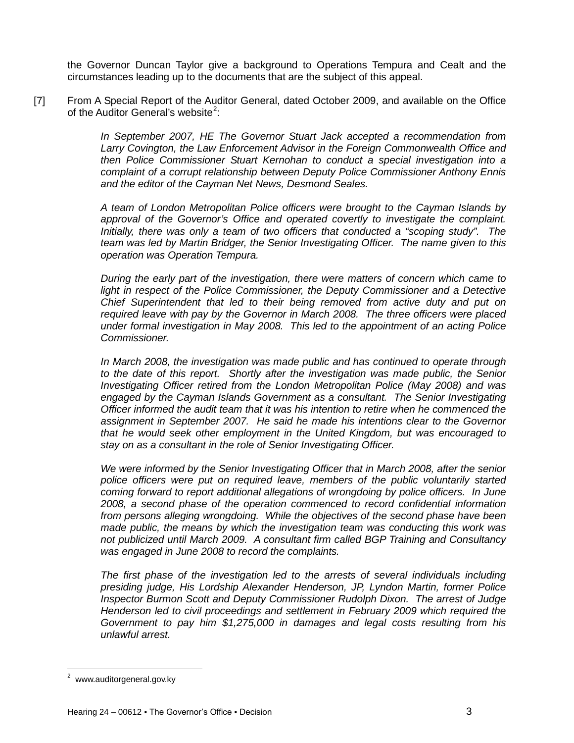the Governor Duncan Taylor give a background to Operations Tempura and Cealt and the circumstances leading up to the documents that are the subject of this appeal.

[7] From A Special Report of the Auditor General, dated October 2009, and available on the Office of the Auditor General's website[2]:

> *In September 2007, HE The Governor Stuart Jack accepted a recommendation from Larry Covington, the Law Enforcement Advisor in the Foreign Commonwealth Office and then Police Commissioner Stuart Kernohan to conduct a special investigation into a complaint of a corrupt relationship between Deputy Police Commissioner Anthony Ennis and the editor of the Cayman Net News, Desmond Seales.*
>
> *A team of London Metropolitan Police officers were brought to the Cayman Islands by approval of the Governor's Office and operated covertly to investigate the complaint. Initially, there was only a team of two officers that conducted a "scoping study". The team was led by Martin Bridger, the Senior Investigating Officer. The name given to this operation was Operation Tempura.*
>
> *During the early part of the investigation, there were matters of concern which came to light in respect of the Police Commissioner, the Deputy Commissioner and a Detective Chief Superintendent that led to their being removed from active duty and put on required leave with pay by the Governor in March 2008. The three officers were placed under formal investigation in May 2008. This led to the appointment of an acting Police Commissioner.*
>
> *In March 2008, the investigation was made public and has continued to operate through to the date of this report. Shortly after the investigation was made public, the Senior Investigating Officer retired from the London Metropolitan Police (May 2008) and was engaged by the Cayman Islands Government as a consultant. The Senior Investigating Officer informed the audit team that it was his intention to retire when he commenced the assignment in September 2007. He said he made his intentions clear to the Governor that he would seek other employment in the United Kingdom, but was encouraged to stay on as a consultant in the role of Senior Investigating Officer.*
>
> *We were informed by the Senior Investigating Officer that in March 2008, after the senior police officers were put on required leave, members of the public voluntarily started coming forward to report additional allegations of wrongdoing by police officers. In June 2008, a second phase of the operation commenced to record confidential information from persons alleging wrongdoing. While the objectives of the second phase have been made public, the means by which the investigation team was conducting this work was not publicized until March 2009. A consultant firm called BGP Training and Consultancy was engaged in June 2008 to record the complaints.*
>
> *The first phase of the investigation led to the arrests of several individuals including presiding judge, His Lordship Alexander Henderson, JP, Lyndon Martin, former Police Inspector Burmon Scott and Deputy Commissioner Rudolph Dixon. The arrest of Judge Henderson led to civil proceedings and settlement in February 2009 which required the Government to pay him $1,275,000 in damages and legal costs resulting from his unlawful arrest.*

---

[2] www.auditorgeneral.gov.ky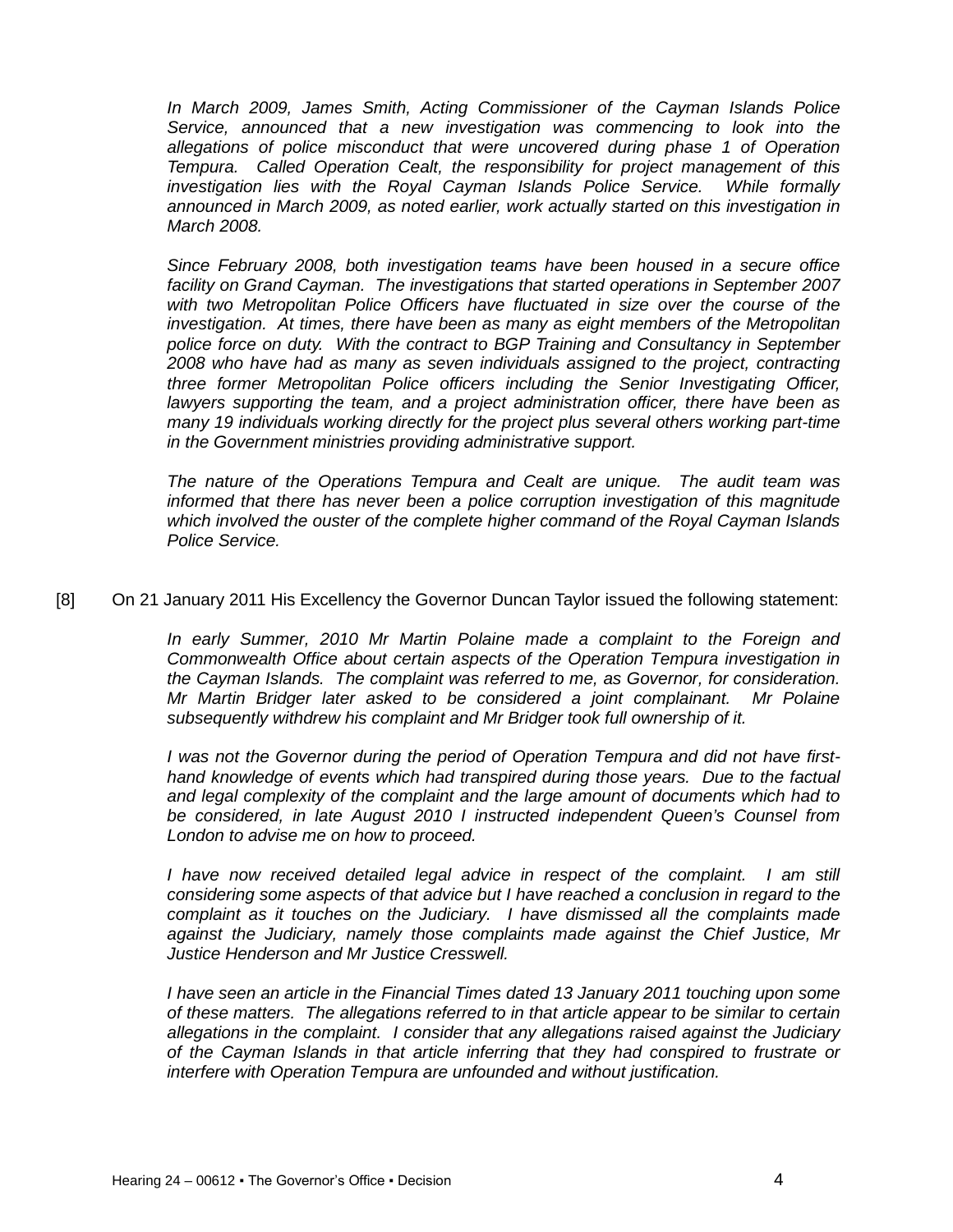*In March 2009, James Smith, Acting Commissioner of the Cayman Islands Police Service, announced that a new investigation was commencing to look into the allegations of police misconduct that were uncovered during phase 1 of Operation Tempura. Called Operation Cealt, the responsibility for project management of this investigation lies with the Royal Cayman Islands Police Service. While formally announced in March 2009, as noted earlier, work actually started on this investigation in March 2008.*

*Since February 2008, both investigation teams have been housed in a secure office facility on Grand Cayman. The investigations that started operations in September 2007 with two Metropolitan Police Officers have fluctuated in size over the course of the investigation. At times, there have been as many as eight members of the Metropolitan police force on duty. With the contract to BGP Training and Consultancy in September 2008 who have had as many as seven individuals assigned to the project, contracting three former Metropolitan Police officers including the Senior Investigating Officer, lawyers supporting the team, and a project administration officer, there have been as many 19 individuals working directly for the project plus several others working part-time in the Government ministries providing administrative support.*

*The nature of the Operations Tempura and Cealt are unique. The audit team was informed that there has never been a police corruption investigation of this magnitude which involved the ouster of the complete higher command of the Royal Cayman Islands Police Service.*

[8] On 21 January 2011 His Excellency the Governor Duncan Taylor issued the following statement:

*In early Summer, 2010 Mr Martin Polaine made a complaint to the Foreign and Commonwealth Office about certain aspects of the Operation Tempura investigation in the Cayman Islands. The complaint was referred to me, as Governor, for consideration. Mr Martin Bridger later asked to be considered a joint complainant. Mr Polaine subsequently withdrew his complaint and Mr Bridger took full ownership of it.*

*I was not the Governor during the period of Operation Tempura and did not have first-hand knowledge of events which had transpired during those years. Due to the factual and legal complexity of the complaint and the large amount of documents which had to be considered, in late August 2010 I instructed independent Queen's Counsel from London to advise me on how to proceed.*

*I have now received detailed legal advice in respect of the complaint. I am still considering some aspects of that advice but I have reached a conclusion in regard to the complaint as it touches on the Judiciary. I have dismissed all the complaints made against the Judiciary, namely those complaints made against the Chief Justice, Mr Justice Henderson and Mr Justice Cresswell.*

*I have seen an article in the Financial Times dated 13 January 2011 touching upon some of these matters. The allegations referred to in that article appear to be similar to certain allegations in the complaint. I consider that any allegations raised against the Judiciary of the Cayman Islands in that article inferring that they had conspired to frustrate or interfere with Operation Tempura are unfounded and without justification.*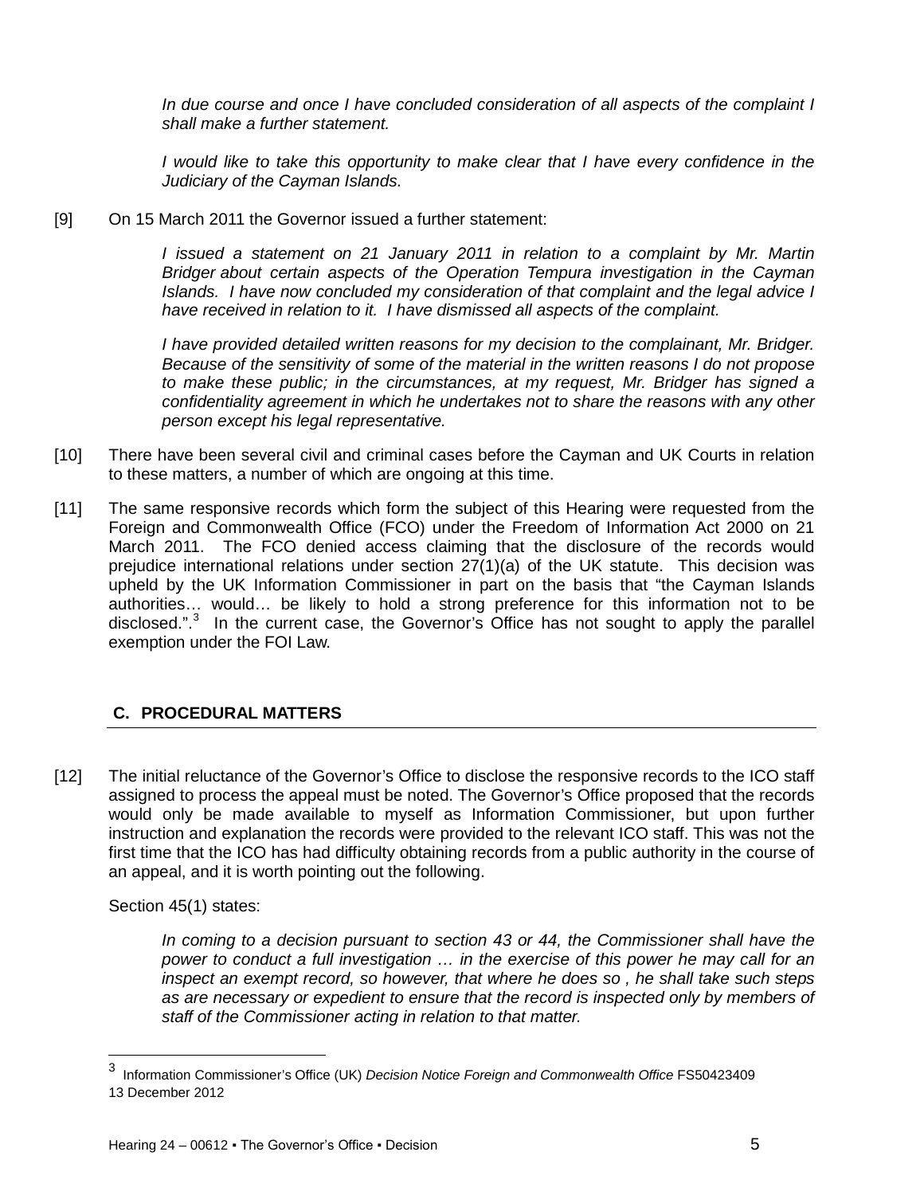*In due course and once I have concluded consideration of all aspects of the complaint I shall make a further statement.*

*I would like to take this opportunity to make clear that I have every confidence in the Judiciary of the Cayman Islands.*

[9] On 15 March 2011 the Governor issued a further statement:

*I issued a statement on 21 January 2011 in relation to a complaint by Mr. Martin Bridger about certain aspects of the Operation Tempura investigation in the Cayman Islands. I have now concluded my consideration of that complaint and the legal advice I have received in relation to it. I have dismissed all aspects of the complaint.*

*I have provided detailed written reasons for my decision to the complainant, Mr. Bridger. Because of the sensitivity of some of the material in the written reasons I do not propose to make these public; in the circumstances, at my request, Mr. Bridger has signed a confidentiality agreement in which he undertakes not to share the reasons with any other person except his legal representative.*

[10] There have been several civil and criminal cases before the Cayman and UK Courts in relation to these matters, a number of which are ongoing at this time.

[11] The same responsive records which form the subject of this Hearing were requested from the Foreign and Commonwealth Office (FCO) under the Freedom of Information Act 2000 on 21 March 2011. The FCO denied access claiming that the disclosure of the records would prejudice international relations under section 27(1)(a) of the UK statute. This decision was upheld by the UK Information Commissioner in part on the basis that "the Cayman Islands authorities… would… be likely to hold a strong preference for this information not to be disclosed.".[3] In the current case, the Governor's Office has not sought to apply the parallel exemption under the FOI Law.

## C. PROCEDURAL MATTERS

[12] The initial reluctance of the Governor's Office to disclose the responsive records to the ICO staff assigned to process the appeal must be noted. The Governor's Office proposed that the records would only be made available to myself as Information Commissioner, but upon further instruction and explanation the records were provided to the relevant ICO staff. This was not the first time that the ICO has had difficulty obtaining records from a public authority in the course of an appeal, and it is worth pointing out the following.

Section 45(1) states:

*In coming to a decision pursuant to section 43 or 44, the Commissioner shall have the power to conduct a full investigation … in the exercise of this power he may call for an inspect an exempt record, so however, that where he does so , he shall take such steps as are necessary or expedient to ensure that the record is inspected only by members of staff of the Commissioner acting in relation to that matter.*

---

[3] Information Commissioner's Office (UK) *Decision Notice Foreign and Commonwealth Office* FS50423409 13 December 2012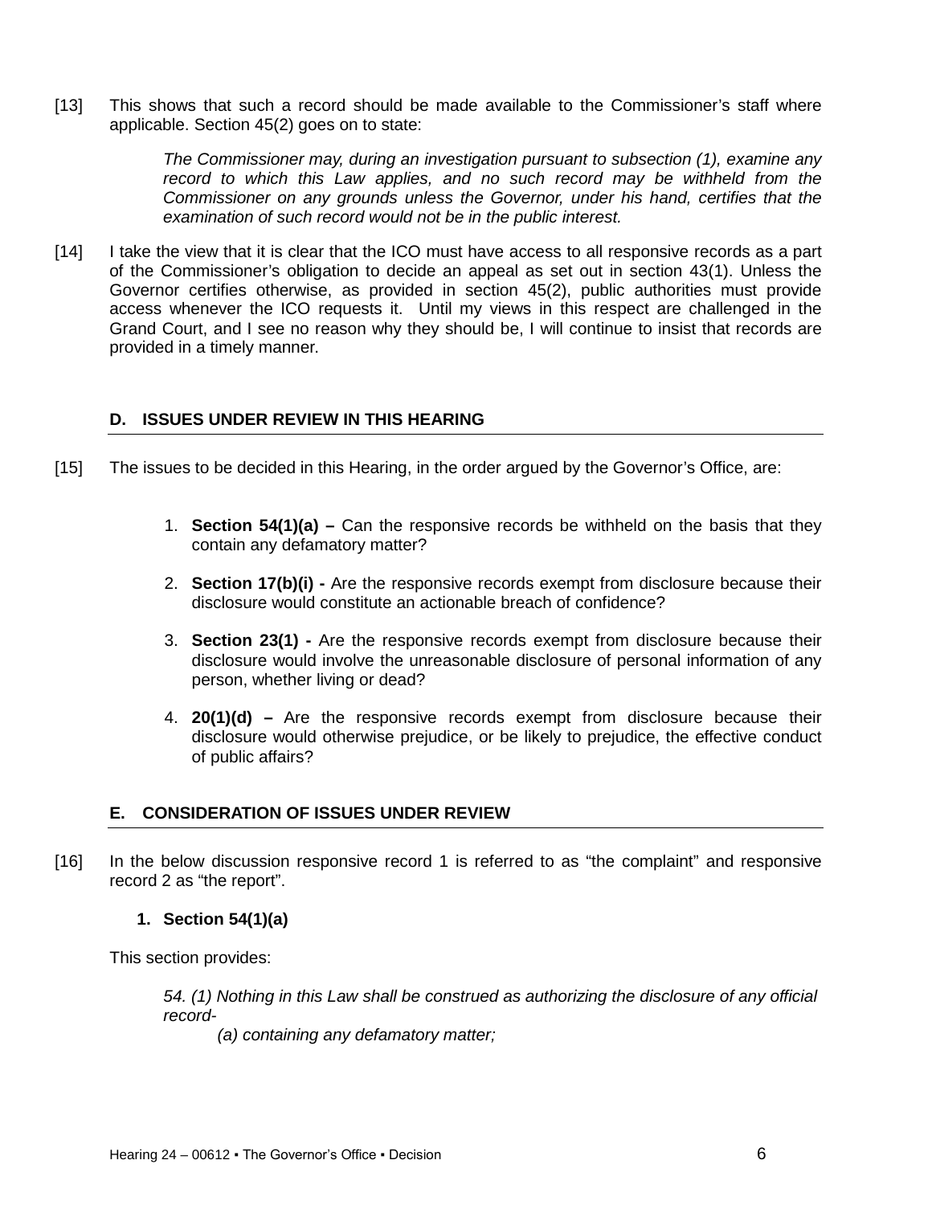[13] This shows that such a record should be made available to the Commissioner's staff where applicable. Section 45(2) goes on to state:

> *The Commissioner may, during an investigation pursuant to subsection (1), examine any record to which this Law applies, and no such record may be withheld from the Commissioner on any grounds unless the Governor, under his hand, certifies that the examination of such record would not be in the public interest.*

[14] I take the view that it is clear that the ICO must have access to all responsive records as a part of the Commissioner's obligation to decide an appeal as set out in section 43(1). Unless the Governor certifies otherwise, as provided in section 45(2), public authorities must provide access whenever the ICO requests it. Until my views in this respect are challenged in the Grand Court, and I see no reason why they should be, I will continue to insist that records are provided in a timely manner.

## D. ISSUES UNDER REVIEW IN THIS HEARING

[15] The issues to be decided in this Hearing, in the order argued by the Governor's Office, are:

1. **Section 54(1)(a) –** Can the responsive records be withheld on the basis that they contain any defamatory matter?
2. **Section 17(b)(i) -** Are the responsive records exempt from disclosure because their disclosure would constitute an actionable breach of confidence?
3. **Section 23(1) -** Are the responsive records exempt from disclosure because their disclosure would involve the unreasonable disclosure of personal information of any person, whether living or dead?
4. **20(1)(d) –** Are the responsive records exempt from disclosure because their disclosure would otherwise prejudice, or be likely to prejudice, the effective conduct of public affairs?

## E. CONSIDERATION OF ISSUES UNDER REVIEW

[16] In the below discussion responsive record 1 is referred to as "the complaint" and responsive record 2 as "the report".

### 1. Section 54(1)(a)

This section provides:

> *54. (1) Nothing in this Law shall be construed as authorizing the disclosure of any official record-*
>
> *(a) containing any defamatory matter;*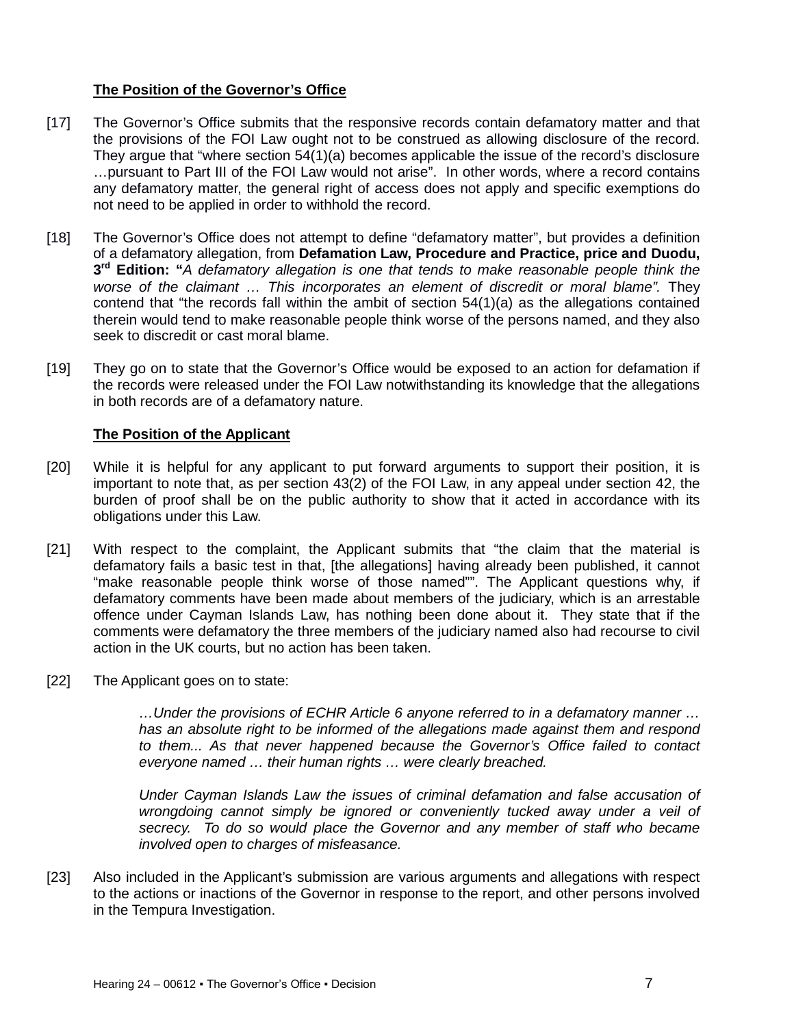**The Position of the Governor's Office**

[17] The Governor's Office submits that the responsive records contain defamatory matter and that the provisions of the FOI Law ought not to be construed as allowing disclosure of the record. They argue that "where section 54(1)(a) becomes applicable the issue of the record's disclosure …pursuant to Part III of the FOI Law would not arise". In other words, where a record contains any defamatory matter, the general right of access does not apply and specific exemptions do not need to be applied in order to withhold the record.

[18] The Governor's Office does not attempt to define "defamatory matter", but provides a definition of a defamatory allegation, from **Defamation Law, Procedure and Practice, price and Duodu, 3rd Edition: "***A defamatory allegation is one that tends to make reasonable people think the worse of the claimant … This incorporates an element of discredit or moral blame".* They contend that "the records fall within the ambit of section 54(1)(a) as the allegations contained therein would tend to make reasonable people think worse of the persons named, and they also seek to discredit or cast moral blame.

[19] They go on to state that the Governor's Office would be exposed to an action for defamation if the records were released under the FOI Law notwithstanding its knowledge that the allegations in both records are of a defamatory nature.

**The Position of the Applicant**

[20] While it is helpful for any applicant to put forward arguments to support their position, it is important to note that, as per section 43(2) of the FOI Law, in any appeal under section 42, the burden of proof shall be on the public authority to show that it acted in accordance with its obligations under this Law.

[21] With respect to the complaint, the Applicant submits that "the claim that the material is defamatory fails a basic test in that, [the allegations] having already been published, it cannot "make reasonable people think worse of those named"". The Applicant questions why, if defamatory comments have been made about members of the judiciary, which is an arrestable offence under Cayman Islands Law, has nothing been done about it. They state that if the comments were defamatory the three members of the judiciary named also had recourse to civil action in the UK courts, but no action has been taken.

[22] The Applicant goes on to state:

> *…Under the provisions of ECHR Article 6 anyone referred to in a defamatory manner … has an absolute right to be informed of the allegations made against them and respond to them... As that never happened because the Governor's Office failed to contact everyone named … their human rights … were clearly breached.*
>
> *Under Cayman Islands Law the issues of criminal defamation and false accusation of wrongdoing cannot simply be ignored or conveniently tucked away under a veil of secrecy. To do so would place the Governor and any member of staff who became involved open to charges of misfeasance.*

[23] Also included in the Applicant's submission are various arguments and allegations with respect to the actions or inactions of the Governor in response to the report, and other persons involved in the Tempura Investigation.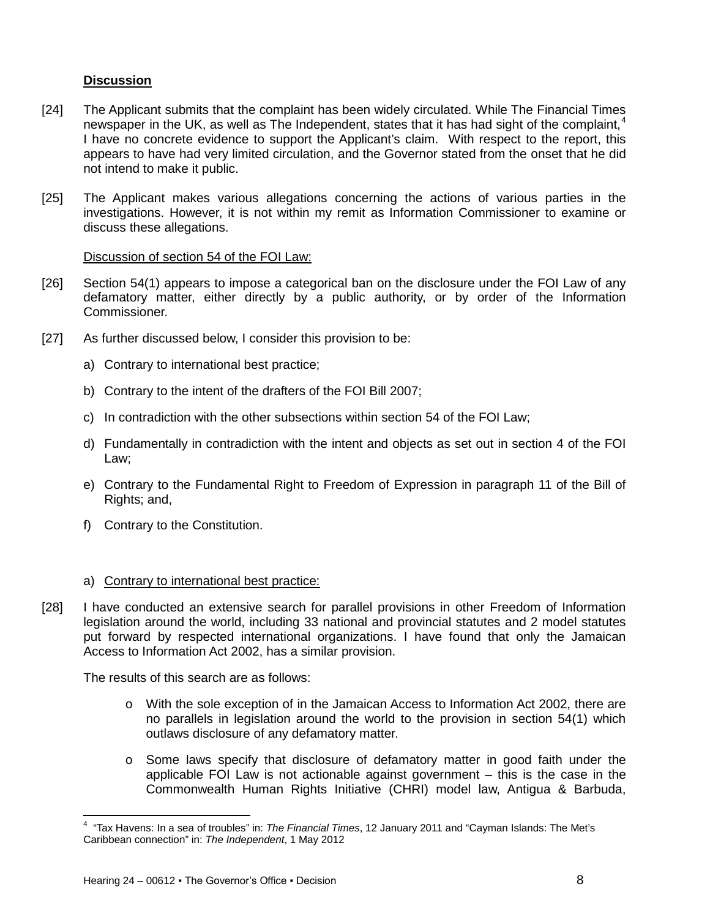## **Discussion**

[24] The Applicant submits that the complaint has been widely circulated. While The Financial Times newspaper in the UK, as well as The Independent, states that it has had sight of the complaint,[4] I have no concrete evidence to support the Applicant's claim. With respect to the report, this appears to have had very limited circulation, and the Governor stated from the onset that he did not intend to make it public.

[25] The Applicant makes various allegations concerning the actions of various parties in the investigations. However, it is not within my remit as Information Commissioner to examine or discuss these allegations.

Discussion of section 54 of the FOI Law:

[26] Section 54(1) appears to impose a categorical ban on the disclosure under the FOI Law of any defamatory matter, either directly by a public authority, or by order of the Information Commissioner.

[27] As further discussed below, I consider this provision to be:

a) Contrary to international best practice;

b) Contrary to the intent of the drafters of the FOI Bill 2007;

c) In contradiction with the other subsections within section 54 of the FOI Law;

d) Fundamentally in contradiction with the intent and objects as set out in section 4 of the FOI Law;

e) Contrary to the Fundamental Right to Freedom of Expression in paragraph 11 of the Bill of Rights; and,

f) Contrary to the Constitution.

a) Contrary to international best practice:

[28] I have conducted an extensive search for parallel provisions in other Freedom of Information legislation around the world, including 33 national and provincial statutes and 2 model statutes put forward by respected international organizations. I have found that only the Jamaican Access to Information Act 2002, has a similar provision.

The results of this search are as follows:

- With the sole exception of in the Jamaican Access to Information Act 2002, there are no parallels in legislation around the world to the provision in section 54(1) which outlaws disclosure of any defamatory matter.
- Some laws specify that disclosure of defamatory matter in good faith under the applicable FOI Law is not actionable against government – this is the case in the Commonwealth Human Rights Initiative (CHRI) model law, Antigua & Barbuda,

---

[4] "Tax Havens: In a sea of troubles" in: *The Financial Times*, 12 January 2011 and "Cayman Islands: The Met's Caribbean connection" in: *The Independent*, 1 May 2012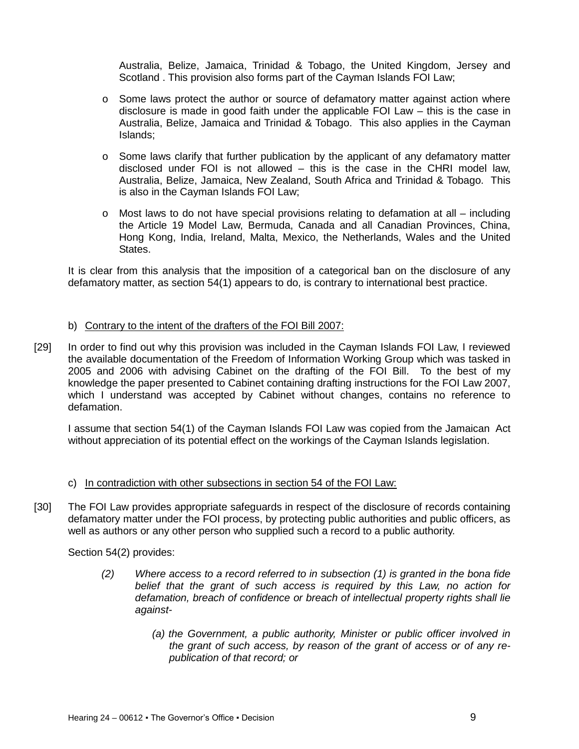Australia, Belize, Jamaica, Trinidad & Tobago, the United Kingdom, Jersey and Scotland . This provision also forms part of the Cayman Islands FOI Law;

- Some laws protect the author or source of defamatory matter against action where disclosure is made in good faith under the applicable FOI Law – this is the case in Australia, Belize, Jamaica and Trinidad & Tobago. This also applies in the Cayman Islands;
- Some laws clarify that further publication by the applicant of any defamatory matter disclosed under FOI is not allowed – this is the case in the CHRI model law, Australia, Belize, Jamaica, New Zealand, South Africa and Trinidad & Tobago. This is also in the Cayman Islands FOI Law;
- Most laws to do not have special provisions relating to defamation at all – including the Article 19 Model Law, Bermuda, Canada and all Canadian Provinces, China, Hong Kong, India, Ireland, Malta, Mexico, the Netherlands, Wales and the United States.

It is clear from this analysis that the imposition of a categorical ban on the disclosure of any defamatory matter, as section 54(1) appears to do, is contrary to international best practice.

b) Contrary to the intent of the drafters of the FOI Bill 2007:

[29] In order to find out why this provision was included in the Cayman Islands FOI Law, I reviewed the available documentation of the Freedom of Information Working Group which was tasked in 2005 and 2006 with advising Cabinet on the drafting of the FOI Bill. To the best of my knowledge the paper presented to Cabinet containing drafting instructions for the FOI Law 2007, which I understand was accepted by Cabinet without changes, contains no reference to defamation.

I assume that section 54(1) of the Cayman Islands FOI Law was copied from the Jamaican Act without appreciation of its potential effect on the workings of the Cayman Islands legislation.

c) In contradiction with other subsections in section 54 of the FOI Law:

[30] The FOI Law provides appropriate safeguards in respect of the disclosure of records containing defamatory matter under the FOI process, by protecting public authorities and public officers, as well as authors or any other person who supplied such a record to a public authority.

Section 54(2) provides:

> *(2) Where access to a record referred to in subsection (1) is granted in the bona fide belief that the grant of such access is required by this Law, no action for defamation, breach of confidence or breach of intellectual property rights shall lie against-*
>
> *(a) the Government, a public authority, Minister or public officer involved in the grant of such access, by reason of the grant of access or of any re-publication of that record; or*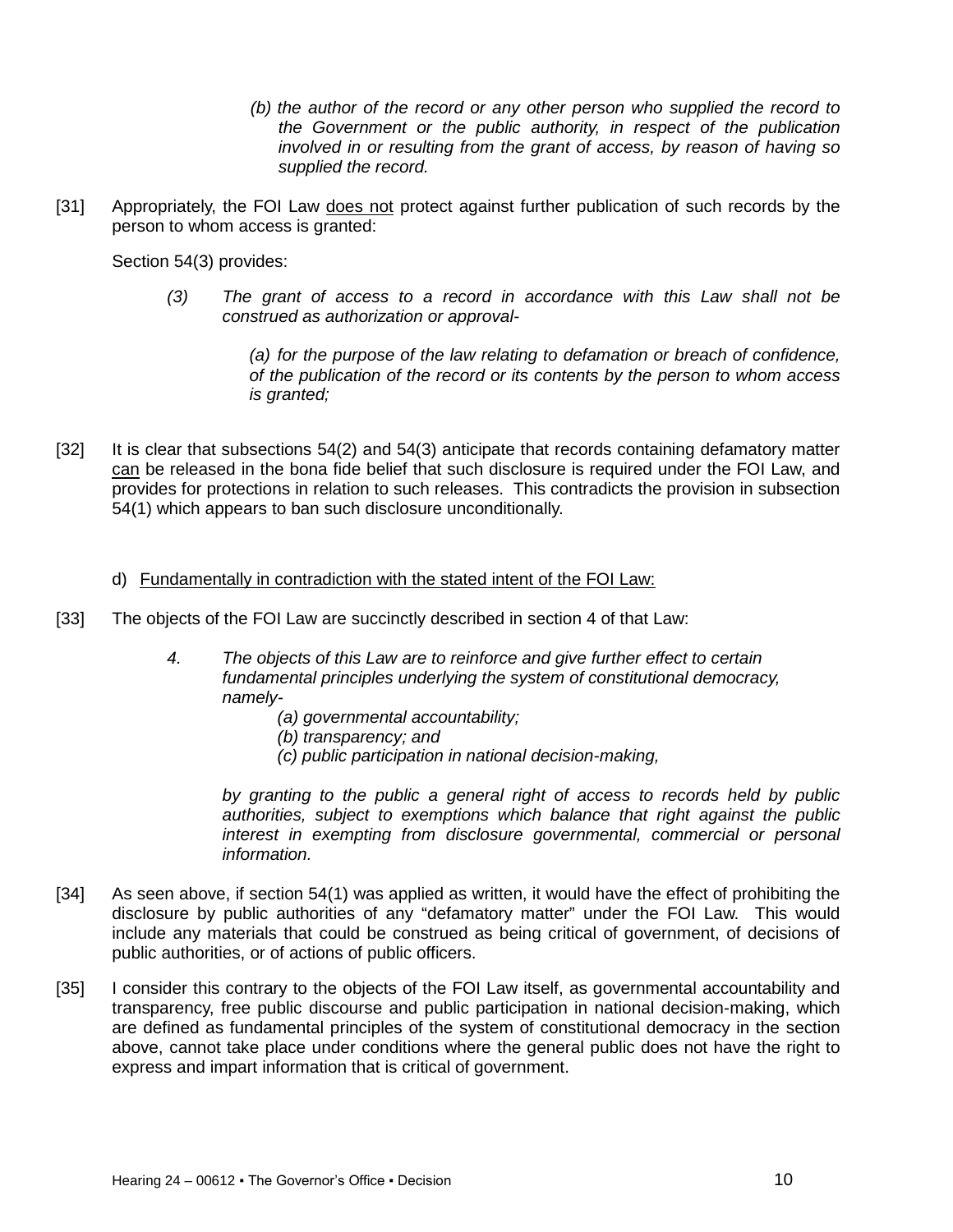> *(b) the author of the record or any other person who supplied the record to the Government or the public authority, in respect of the publication involved in or resulting from the grant of access, by reason of having so supplied the record.*

[31] Appropriately, the FOI Law <u>does not</u> protect against further publication of such records by the person to whom access is granted:

Section 54(3) provides:

> *(3) The grant of access to a record in accordance with this Law shall not be construed as authorization or approval-*
>
> *(a) for the purpose of the law relating to defamation or breach of confidence, of the publication of the record or its contents by the person to whom access is granted;*

[32] It is clear that subsections 54(2) and 54(3) anticipate that records containing defamatory matter <u>can</u> be released in the bona fide belief that such disclosure is required under the FOI Law, and provides for protections in relation to such releases. This contradicts the provision in subsection 54(1) which appears to ban such disclosure unconditionally.

d) <u>Fundamentally in contradiction with the stated intent of the FOI Law:</u>

[33] The objects of the FOI Law are succinctly described in section 4 of that Law:

> *4. The objects of this Law are to reinforce and give further effect to certain fundamental principles underlying the system of constitutional democracy, namely-*
>
> *(a) governmental accountability;*
> *(b) transparency; and*
> *(c) public participation in national decision-making,*
>
> *by granting to the public a general right of access to records held by public authorities, subject to exemptions which balance that right against the public interest in exempting from disclosure governmental, commercial or personal information.*

[34] As seen above, if section 54(1) was applied as written, it would have the effect of prohibiting the disclosure by public authorities of any "defamatory matter" under the FOI Law. This would include any materials that could be construed as being critical of government, of decisions of public authorities, or of actions of public officers.

[35] I consider this contrary to the objects of the FOI Law itself, as governmental accountability and transparency, free public discourse and public participation in national decision-making, which are defined as fundamental principles of the system of constitutional democracy in the section above, cannot take place under conditions where the general public does not have the right to express and impart information that is critical of government.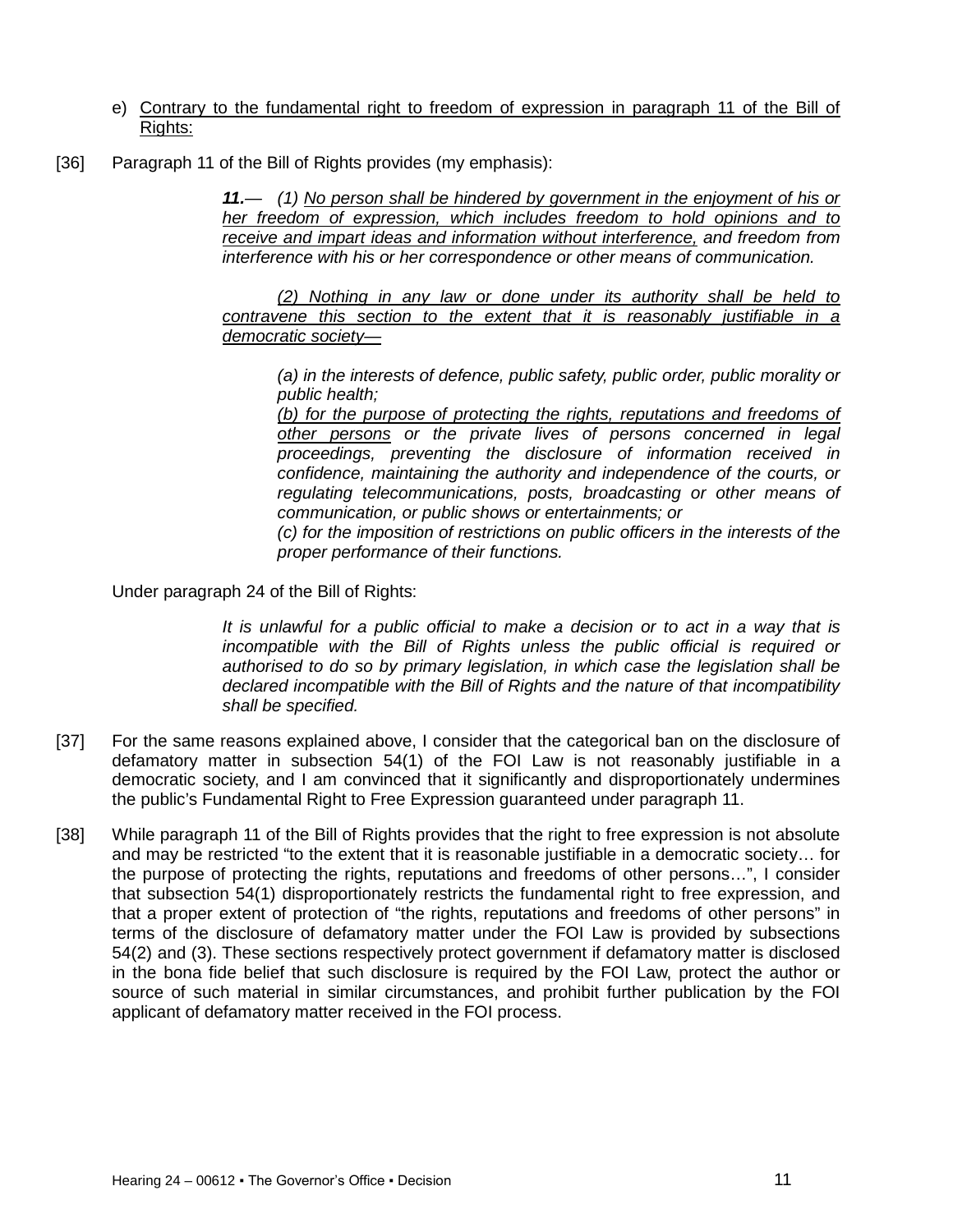e) Contrary to the fundamental right to freedom of expression in paragraph 11 of the Bill of Rights:

[36] Paragraph 11 of the Bill of Rights provides (my emphasis):

> ***11.***— *(1) No person shall be hindered by government in the enjoyment of his or her freedom of expression, which includes freedom to hold opinions and to receive and impart ideas and information without interference, and freedom from interference with his or her correspondence or other means of communication.*
>
> *(2) Nothing in any law or done under its authority shall be held to contravene this section to the extent that it is reasonably justifiable in a democratic society—*
>
> *(a) in the interests of defence, public safety, public order, public morality or public health;*
>
> *(b) for the purpose of protecting the rights, reputations and freedoms of other persons or the private lives of persons concerned in legal proceedings, preventing the disclosure of information received in confidence, maintaining the authority and independence of the courts, or regulating telecommunications, posts, broadcasting or other means of communication, or public shows or entertainments; or*
>
> *(c) for the imposition of restrictions on public officers in the interests of the proper performance of their functions.*

Under paragraph 24 of the Bill of Rights:

> *It is unlawful for a public official to make a decision or to act in a way that is incompatible with the Bill of Rights unless the public official is required or authorised to do so by primary legislation, in which case the legislation shall be declared incompatible with the Bill of Rights and the nature of that incompatibility shall be specified.*

[37] For the same reasons explained above, I consider that the categorical ban on the disclosure of defamatory matter in subsection 54(1) of the FOI Law is not reasonably justifiable in a democratic society, and I am convinced that it significantly and disproportionately undermines the public's Fundamental Right to Free Expression guaranteed under paragraph 11.

[38] While paragraph 11 of the Bill of Rights provides that the right to free expression is not absolute and may be restricted "to the extent that it is reasonable justifiable in a democratic society… for the purpose of protecting the rights, reputations and freedoms of other persons…", I consider that subsection 54(1) disproportionately restricts the fundamental right to free expression, and that a proper extent of protection of "the rights, reputations and freedoms of other persons" in terms of the disclosure of defamatory matter under the FOI Law is provided by subsections 54(2) and (3). These sections respectively protect government if defamatory matter is disclosed in the bona fide belief that such disclosure is required by the FOI Law, protect the author or source of such material in similar circumstances, and prohibit further publication by the FOI applicant of defamatory matter received in the FOI process.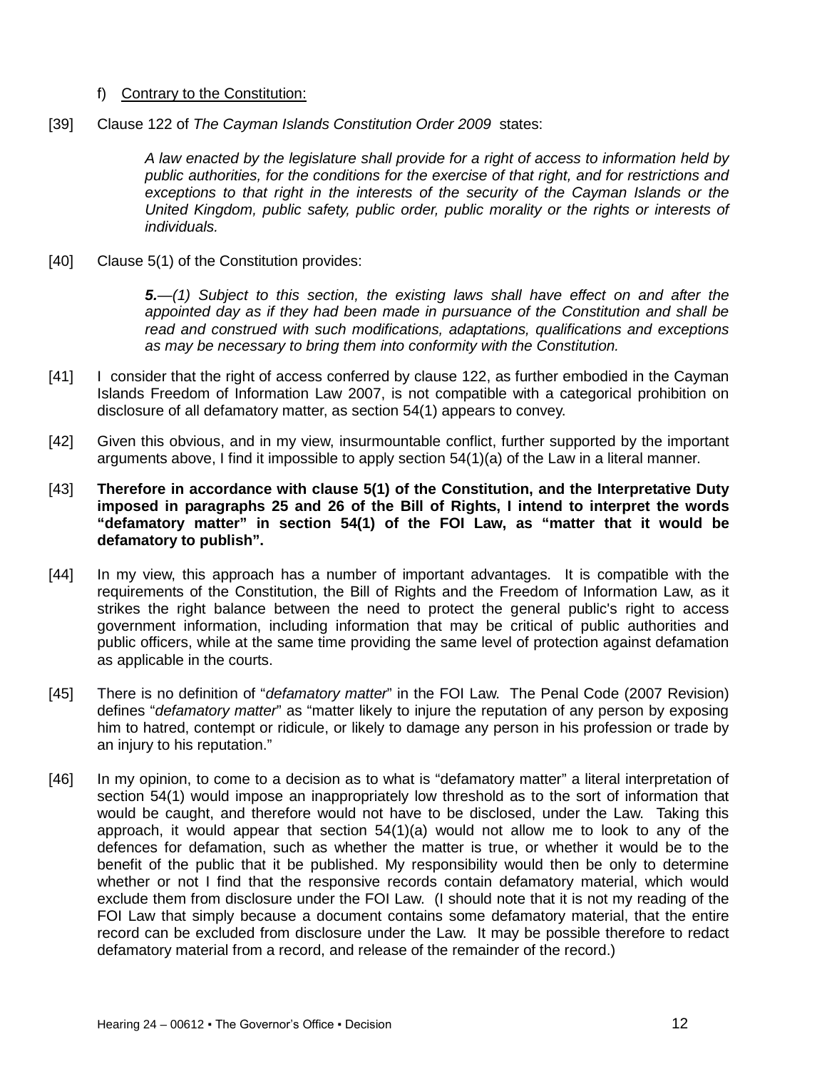f) Contrary to the Constitution:

[39] Clause 122 of *The Cayman Islands Constitution Order 2009* states:

> *A law enacted by the legislature shall provide for a right of access to information held by public authorities, for the conditions for the exercise of that right, and for restrictions and exceptions to that right in the interests of the security of the Cayman Islands or the United Kingdom, public safety, public order, public morality or the rights or interests of individuals.*

[40] Clause 5(1) of the Constitution provides:

> ***5.****—(1) Subject to this section, the existing laws shall have effect on and after the appointed day as if they had been made in pursuance of the Constitution and shall be read and construed with such modifications, adaptations, qualifications and exceptions as may be necessary to bring them into conformity with the Constitution.*

[41] I consider that the right of access conferred by clause 122, as further embodied in the Cayman Islands Freedom of Information Law 2007, is not compatible with a categorical prohibition on disclosure of all defamatory matter, as section 54(1) appears to convey.

[42] Given this obvious, and in my view, insurmountable conflict, further supported by the important arguments above, I find it impossible to apply section 54(1)(a) of the Law in a literal manner.

[43] **Therefore in accordance with clause 5(1) of the Constitution, and the Interpretative Duty imposed in paragraphs 25 and 26 of the Bill of Rights, I intend to interpret the words "defamatory matter" in section 54(1) of the FOI Law, as "matter that it would be defamatory to publish".**

[44] In my view, this approach has a number of important advantages. It is compatible with the requirements of the Constitution, the Bill of Rights and the Freedom of Information Law, as it strikes the right balance between the need to protect the general public's right to access government information, including information that may be critical of public authorities and public officers, while at the same time providing the same level of protection against defamation as applicable in the courts.

[45] There is no definition of "*defamatory matter*" in the FOI Law. The Penal Code (2007 Revision) defines "*defamatory matter*" as "matter likely to injure the reputation of any person by exposing him to hatred, contempt or ridicule, or likely to damage any person in his profession or trade by an injury to his reputation."

[46] In my opinion, to come to a decision as to what is "defamatory matter" a literal interpretation of section 54(1) would impose an inappropriately low threshold as to the sort of information that would be caught, and therefore would not have to be disclosed, under the Law. Taking this approach, it would appear that section 54(1)(a) would not allow me to look to any of the defences for defamation, such as whether the matter is true, or whether it would be to the benefit of the public that it be published. My responsibility would then be only to determine whether or not I find that the responsive records contain defamatory material, which would exclude them from disclosure under the FOI Law. (I should note that it is not my reading of the FOI Law that simply because a document contains some defamatory material, that the entire record can be excluded from disclosure under the Law. It may be possible therefore to redact defamatory material from a record, and release of the remainder of the record.)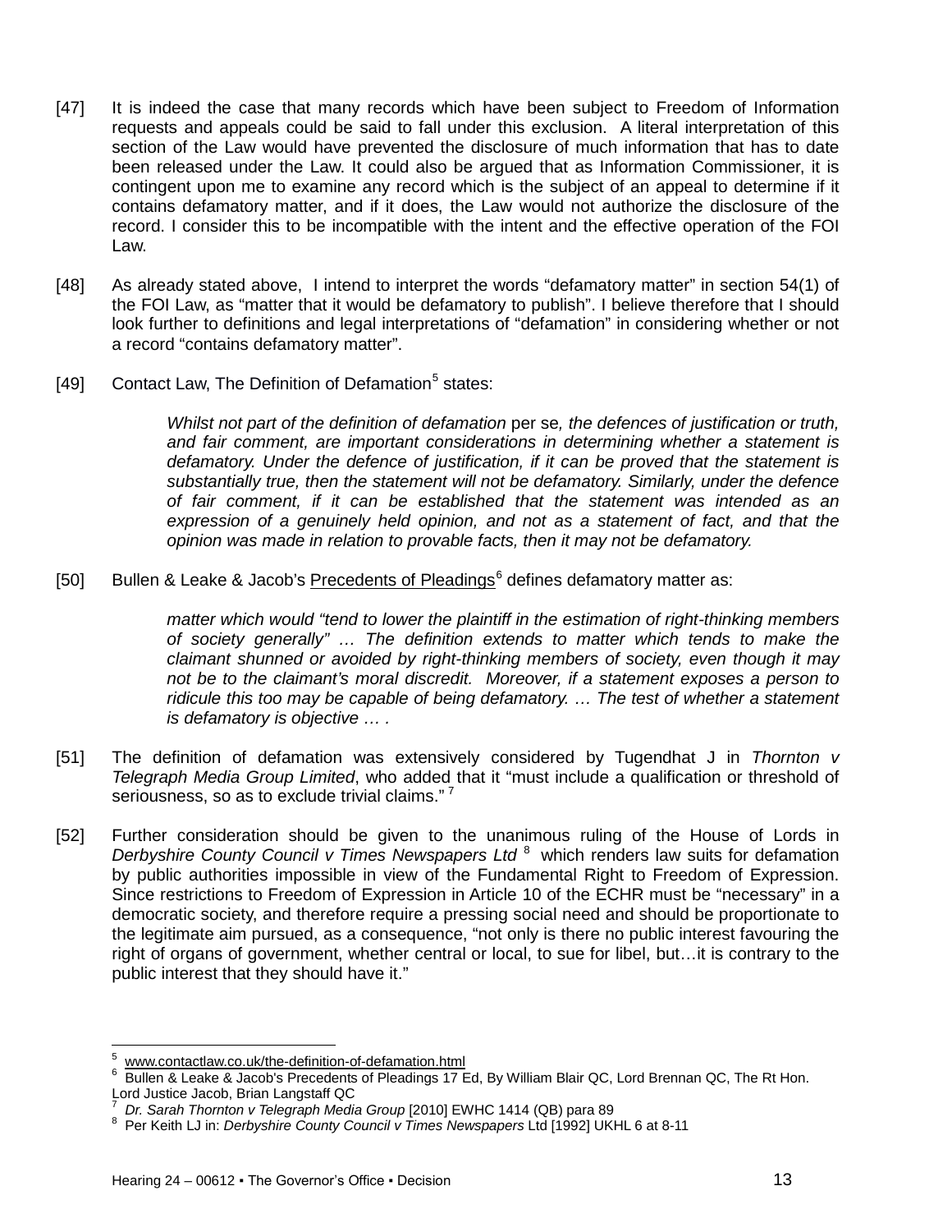[47] It is indeed the case that many records which have been subject to Freedom of Information requests and appeals could be said to fall under this exclusion. A literal interpretation of this section of the Law would have prevented the disclosure of much information that has to date been released under the Law. It could also be argued that as Information Commissioner, it is contingent upon me to examine any record which is the subject of an appeal to determine if it contains defamatory matter, and if it does, the Law would not authorize the disclosure of the record. I consider this to be incompatible with the intent and the effective operation of the FOI Law.

[48] As already stated above, I intend to interpret the words "defamatory matter" in section 54(1) of the FOI Law, as "matter that it would be defamatory to publish". I believe therefore that I should look further to definitions and legal interpretations of "defamation" in considering whether or not a record "contains defamatory matter".

[49] Contact Law, The Definition of Defamation[5] states:

> *Whilst not part of the definition of defamation* per se*, the defences of justification or truth, and fair comment, are important considerations in determining whether a statement is defamatory. Under the defence of justification, if it can be proved that the statement is substantially true, then the statement will not be defamatory. Similarly, under the defence of fair comment, if it can be established that the statement was intended as an expression of a genuinely held opinion, and not as a statement of fact, and that the opinion was made in relation to provable facts, then it may not be defamatory.*

[50] Bullen & Leake & Jacob's Precedents of Pleadings[6] defines defamatory matter as:

> *matter which would "tend to lower the plaintiff in the estimation of right-thinking members of society generally" … The definition extends to matter which tends to make the claimant shunned or avoided by right-thinking members of society, even though it may not be to the claimant's moral discredit. Moreover, if a statement exposes a person to ridicule this too may be capable of being defamatory. … The test of whether a statement is defamatory is objective … .*

[51] The definition of defamation was extensively considered by Tugendhat J in *Thornton v Telegraph Media Group Limited*, who added that it "must include a qualification or threshold of seriousness, so as to exclude trivial claims." [7]

[52] Further consideration should be given to the unanimous ruling of the House of Lords in *Derbyshire County Council v Times Newspapers Ltd* [8] which renders law suits for defamation by public authorities impossible in view of the Fundamental Right to Freedom of Expression. Since restrictions to Freedom of Expression in Article 10 of the ECHR must be "necessary" in a democratic society, and therefore require a pressing social need and should be proportionate to the legitimate aim pursued, as a consequence, "not only is there no public interest favouring the right of organs of government, whether central or local, to sue for libel, but…it is contrary to the public interest that they should have it."

---

[5] www.contactlaw.co.uk/the-definition-of-defamation.html

[6] Bullen & Leake & Jacob's Precedents of Pleadings 17 Ed, By William Blair QC, Lord Brennan QC, The Rt Hon. Lord Justice Jacob, Brian Langstaff QC

[7] *Dr. Sarah Thornton v Telegraph Media Group* [2010] EWHC 1414 (QB) para 89

[8] Per Keith LJ in: *Derbyshire County Council v Times Newspapers* Ltd [1992] UKHL 6 at 8-11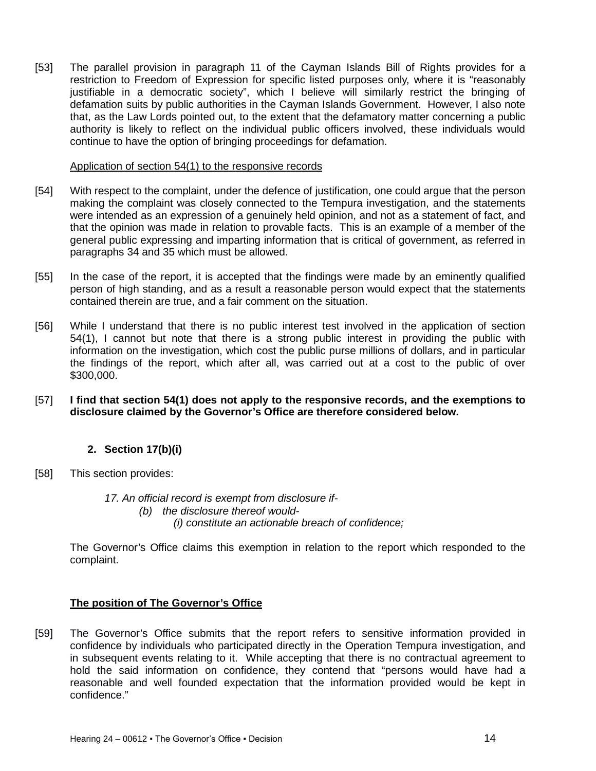[53] The parallel provision in paragraph 11 of the Cayman Islands Bill of Rights provides for a restriction to Freedom of Expression for specific listed purposes only, where it is "reasonably justifiable in a democratic society", which I believe will similarly restrict the bringing of defamation suits by public authorities in the Cayman Islands Government. However, I also note that, as the Law Lords pointed out, to the extent that the defamatory matter concerning a public authority is likely to reflect on the individual public officers involved, these individuals would continue to have the option of bringing proceedings for defamation.

Application of section 54(1) to the responsive records

[54] With respect to the complaint, under the defence of justification, one could argue that the person making the complaint was closely connected to the Tempura investigation, and the statements were intended as an expression of a genuinely held opinion, and not as a statement of fact, and that the opinion was made in relation to provable facts. This is an example of a member of the general public expressing and imparting information that is critical of government, as referred in paragraphs 34 and 35 which must be allowed.

[55] In the case of the report, it is accepted that the findings were made by an eminently qualified person of high standing, and as a result a reasonable person would expect that the statements contained therein are true, and a fair comment on the situation.

[56] While I understand that there is no public interest test involved in the application of section 54(1), I cannot but note that there is a strong public interest in providing the public with information on the investigation, which cost the public purse millions of dollars, and in particular the findings of the report, which after all, was carried out at a cost to the public of over $300,000.

[57] **I find that section 54(1) does not apply to the responsive records, and the exemptions to disclosure claimed by the Governor's Office are therefore considered below.**

### 2. Section 17(b)(i)

[58] This section provides:

> *17. An official record is exempt from disclosure if-*
> *(b) the disclosure thereof would-*
> *(i) constitute an actionable breach of confidence;*

The Governor's Office claims this exemption in relation to the report which responded to the complaint.

**The position of The Governor's Office**

[59] The Governor's Office submits that the report refers to sensitive information provided in confidence by individuals who participated directly in the Operation Tempura investigation, and in subsequent events relating to it. While accepting that there is no contractual agreement to hold the said information on confidence, they contend that "persons would have had a reasonable and well founded expectation that the information provided would be kept in confidence."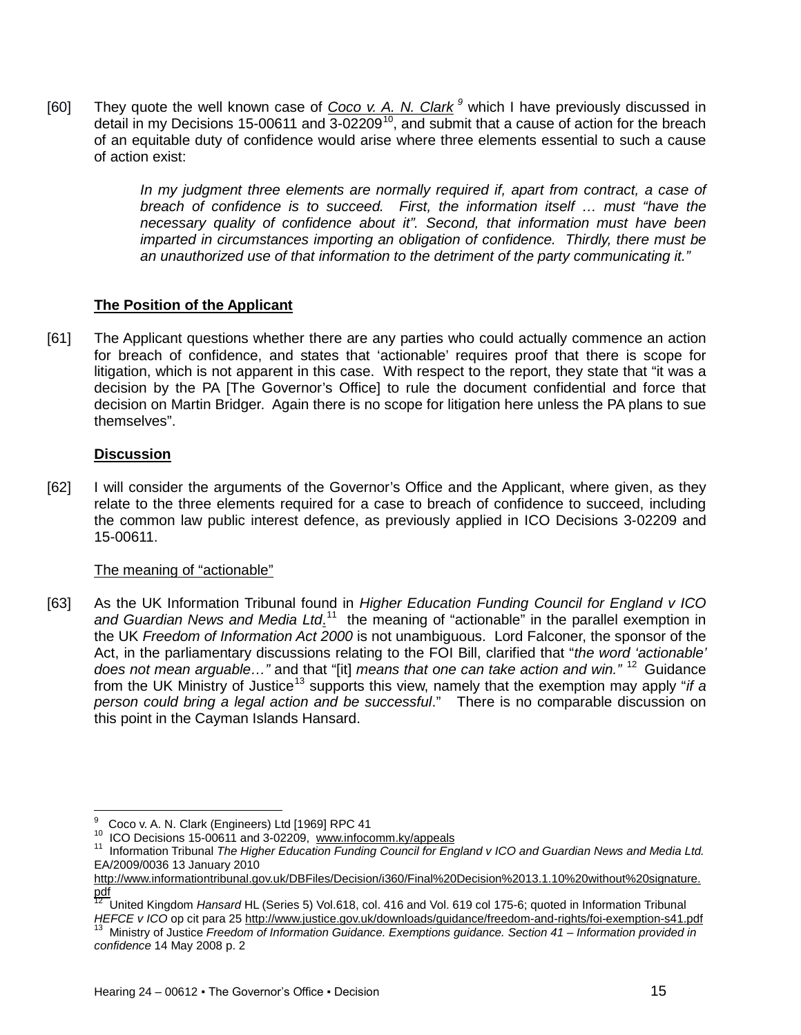[60] They quote the well known case of *Coco v. A. N. Clark* [9] which I have previously discussed in detail in my Decisions 15-00611 and 3-02209[10], and submit that a cause of action for the breach of an equitable duty of confidence would arise where three elements essential to such a cause of action exist:

> *In my judgment three elements are normally required if, apart from contract, a case of breach of confidence is to succeed. First, the information itself … must "have the necessary quality of confidence about it". Second, that information must have been imparted in circumstances importing an obligation of confidence. Thirdly, there must be an unauthorized use of that information to the detriment of the party communicating it."*

**The Position of the Applicant**

[61] The Applicant questions whether there are any parties who could actually commence an action for breach of confidence, and states that 'actionable' requires proof that there is scope for litigation, which is not apparent in this case. With respect to the report, they state that "it was a decision by the PA [The Governor's Office] to rule the document confidential and force that decision on Martin Bridger. Again there is no scope for litigation here unless the PA plans to sue themselves".

**Discussion**

[62] I will consider the arguments of the Governor's Office and the Applicant, where given, as they relate to the three elements required for a case to breach of confidence to succeed, including the common law public interest defence, as previously applied in ICO Decisions 3-02209 and 15-00611.

The meaning of "actionable"

[63] As the UK Information Tribunal found in *Higher Education Funding Council for England v ICO and Guardian News and Media Ltd*.[11] the meaning of "actionable" in the parallel exemption in the UK *Freedom of Information Act 2000* is not unambiguous. Lord Falconer, the sponsor of the Act, in the parliamentary discussions relating to the FOI Bill, clarified that "*the word 'actionable' does not mean arguable…"* and that "[it] *means that one can take action and win."* [12] Guidance from the UK Ministry of Justice[13] supports this view, namely that the exemption may apply "*if a person could bring a legal action and be successful*." There is no comparable discussion on this point in the Cayman Islands Hansard.

---

[9] Coco v. A. N. Clark (Engineers) Ltd [1969] RPC 41

[10] ICO Decisions 15-00611 and 3-02209, www.infocomm.ky/appeals

[11] Information Tribunal *The Higher Education Funding Council for England v ICO and Guardian News and Media Ltd.* EA/2009/0036 13 January 2010 http://www.informationtribunal.gov.uk/DBFiles/Decision/i360/Final%20Decision%2013.1.10%20without%20signature.pdf

[12] United Kingdom *Hansard* HL (Series 5) Vol.618, col. 416 and Vol. 619 col 175-6; quoted in Information Tribunal *HEFCE v ICO* op cit para 25 http://www.justice.gov.uk/downloads/guidance/freedom-and-rights/foi-exemption-s41.pdf

[13] Ministry of Justice *Freedom of Information Guidance. Exemptions guidance. Section 41 – Information provided in confidence* 14 May 2008 p. 2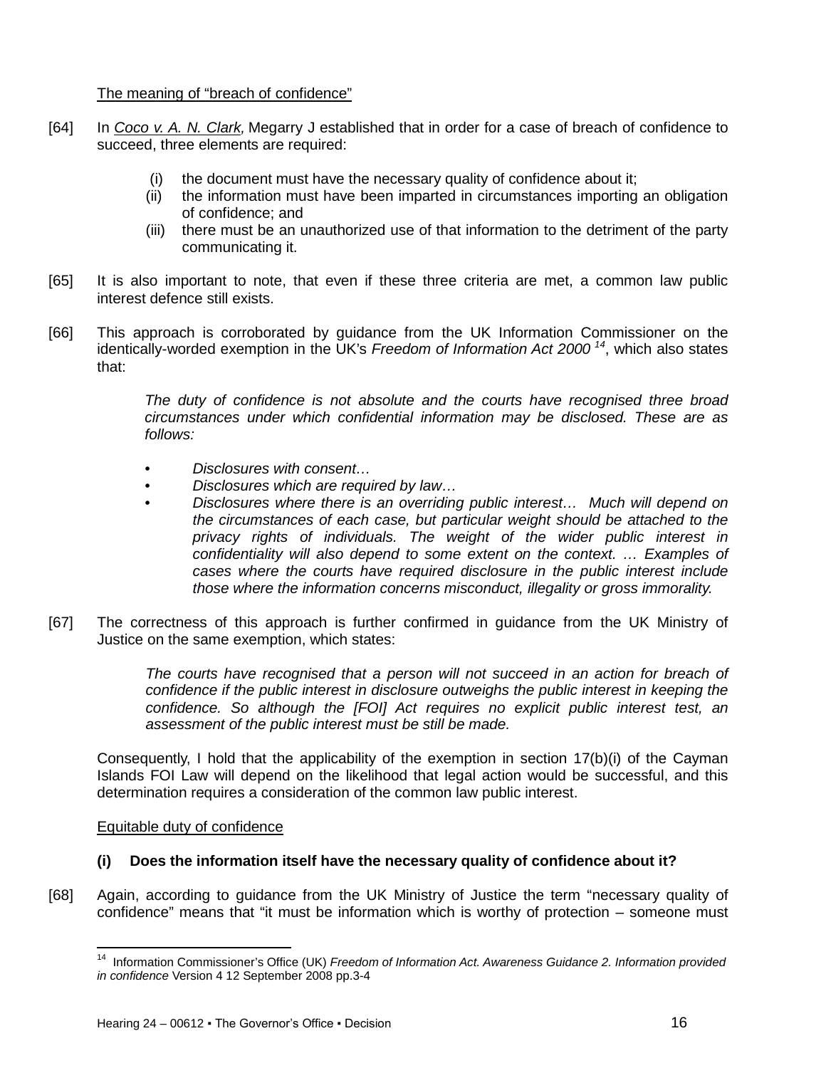The meaning of "breach of confidence"

[64] In *Coco v. A. N. Clark,* Megarry J established that in order for a case of breach of confidence to succeed, three elements are required:

(i) the document must have the necessary quality of confidence about it;
(ii) the information must have been imparted in circumstances importing an obligation of confidence; and
(iii) there must be an unauthorized use of that information to the detriment of the party communicating it.

[65] It is also important to note, that even if these three criteria are met, a common law public interest defence still exists.

[66] This approach is corroborated by guidance from the UK Information Commissioner on the identically-worded exemption in the UK's *Freedom of Information Act 2000* [14], which also states that:

> *The duty of confidence is not absolute and the courts have recognised three broad circumstances under which confidential information may be disclosed. These are as follows:*
>
> - *Disclosures with consent…*
> - *Disclosures which are required by law…*
> - *Disclosures where there is an overriding public interest… Much will depend on the circumstances of each case, but particular weight should be attached to the privacy rights of individuals. The weight of the wider public interest in confidentiality will also depend to some extent on the context. … Examples of cases where the courts have required disclosure in the public interest include those where the information concerns misconduct, illegality or gross immorality.*

[67] The correctness of this approach is further confirmed in guidance from the UK Ministry of Justice on the same exemption, which states:

> *The courts have recognised that a person will not succeed in an action for breach of confidence if the public interest in disclosure outweighs the public interest in keeping the confidence. So although the [FOI] Act requires no explicit public interest test, an assessment of the public interest must be still be made.*

Consequently, I hold that the applicability of the exemption in section 17(b)(i) of the Cayman Islands FOI Law will depend on the likelihood that legal action would be successful, and this determination requires a consideration of the common law public interest.

Equitable duty of confidence

**(i) Does the information itself have the necessary quality of confidence about it?**

[68] Again, according to guidance from the UK Ministry of Justice the term "necessary quality of confidence" means that "it must be information which is worthy of protection – someone must

[14] Information Commissioner's Office (UK) *Freedom of Information Act. Awareness Guidance 2. Information provided in confidence* Version 4 12 September 2008 pp.3-4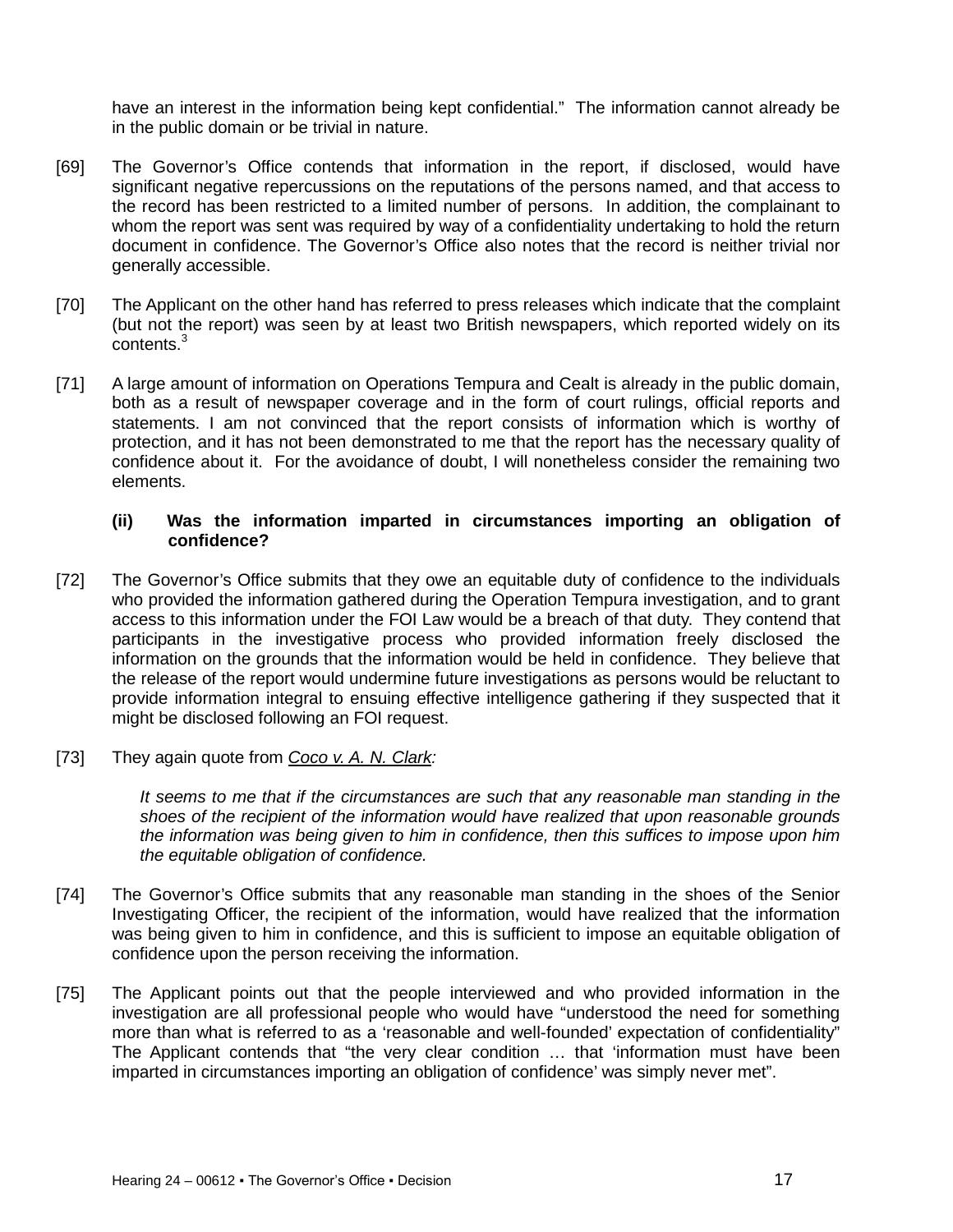have an interest in the information being kept confidential." The information cannot already be in the public domain or be trivial in nature.

[69] The Governor's Office contends that information in the report, if disclosed, would have significant negative repercussions on the reputations of the persons named, and that access to the record has been restricted to a limited number of persons. In addition, the complainant to whom the report was sent was required by way of a confidentiality undertaking to hold the return document in confidence. The Governor's Office also notes that the record is neither trivial nor generally accessible.

[70] The Applicant on the other hand has referred to press releases which indicate that the complaint (but not the report) was seen by at least two British newspapers, which reported widely on its contents.[3]

[71] A large amount of information on Operations Tempura and Cealt is already in the public domain, both as a result of newspaper coverage and in the form of court rulings, official reports and statements. I am not convinced that the report consists of information which is worthy of protection, and it has not been demonstrated to me that the report has the necessary quality of confidence about it. For the avoidance of doubt, I will nonetheless consider the remaining two elements.

**(ii) Was the information imparted in circumstances importing an obligation of confidence?**

[72] The Governor's Office submits that they owe an equitable duty of confidence to the individuals who provided the information gathered during the Operation Tempura investigation, and to grant access to this information under the FOI Law would be a breach of that duty. They contend that participants in the investigative process who provided information freely disclosed the information on the grounds that the information would be held in confidence. They believe that the release of the report would undermine future investigations as persons would be reluctant to provide information integral to ensuing effective intelligence gathering if they suspected that it might be disclosed following an FOI request.

[73] They again quote from *Coco v. A. N. Clark:*

> *It seems to me that if the circumstances are such that any reasonable man standing in the shoes of the recipient of the information would have realized that upon reasonable grounds the information was being given to him in confidence, then this suffices to impose upon him the equitable obligation of confidence.*

[74] The Governor's Office submits that any reasonable man standing in the shoes of the Senior Investigating Officer, the recipient of the information, would have realized that the information was being given to him in confidence, and this is sufficient to impose an equitable obligation of confidence upon the person receiving the information.

[75] The Applicant points out that the people interviewed and who provided information in the investigation are all professional people who would have "understood the need for something more than what is referred to as a 'reasonable and well-founded' expectation of confidentiality" The Applicant contends that "the very clear condition … that 'information must have been imparted in circumstances importing an obligation of confidence' was simply never met".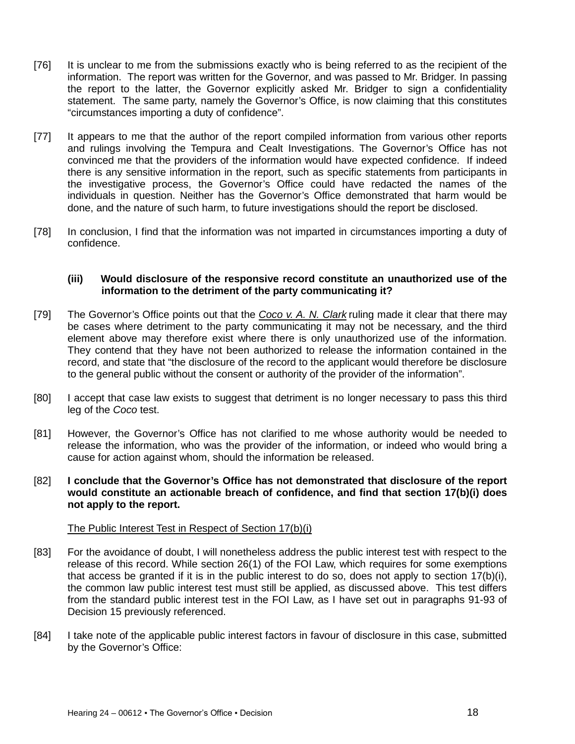[76] It is unclear to me from the submissions exactly who is being referred to as the recipient of the information. The report was written for the Governor, and was passed to Mr. Bridger. In passing the report to the latter, the Governor explicitly asked Mr. Bridger to sign a confidentiality statement. The same party, namely the Governor's Office, is now claiming that this constitutes "circumstances importing a duty of confidence".

[77] It appears to me that the author of the report compiled information from various other reports and rulings involving the Tempura and Cealt Investigations. The Governor's Office has not convinced me that the providers of the information would have expected confidence. If indeed there is any sensitive information in the report, such as specific statements from participants in the investigative process, the Governor's Office could have redacted the names of the individuals in question. Neither has the Governor's Office demonstrated that harm would be done, and the nature of such harm, to future investigations should the report be disclosed.

[78] In conclusion, I find that the information was not imparted in circumstances importing a duty of confidence.

**(iii) Would disclosure of the responsive record constitute an unauthorized use of the information to the detriment of the party communicating it?**

[79] The Governor's Office points out that the *Coco v. A. N. Clark* ruling made it clear that there may be cases where detriment to the party communicating it may not be necessary, and the third element above may therefore exist where there is only unauthorized use of the information. They contend that they have not been authorized to release the information contained in the record, and state that "the disclosure of the record to the applicant would therefore be disclosure to the general public without the consent or authority of the provider of the information".

[80] I accept that case law exists to suggest that detriment is no longer necessary to pass this third leg of the *Coco* test.

[81] However, the Governor's Office has not clarified to me whose authority would be needed to release the information, who was the provider of the information, or indeed who would bring a cause for action against whom, should the information be released.

[82] **I conclude that the Governor's Office has not demonstrated that disclosure of the report would constitute an actionable breach of confidence, and find that section 17(b)(i) does not apply to the report.**

The Public Interest Test in Respect of Section 17(b)(i)

[83] For the avoidance of doubt, I will nonetheless address the public interest test with respect to the release of this record. While section 26(1) of the FOI Law, which requires for some exemptions that access be granted if it is in the public interest to do so, does not apply to section 17(b)(i), the common law public interest test must still be applied, as discussed above. This test differs from the standard public interest test in the FOI Law, as I have set out in paragraphs 91-93 of Decision 15 previously referenced.

[84] I take note of the applicable public interest factors in favour of disclosure in this case, submitted by the Governor's Office: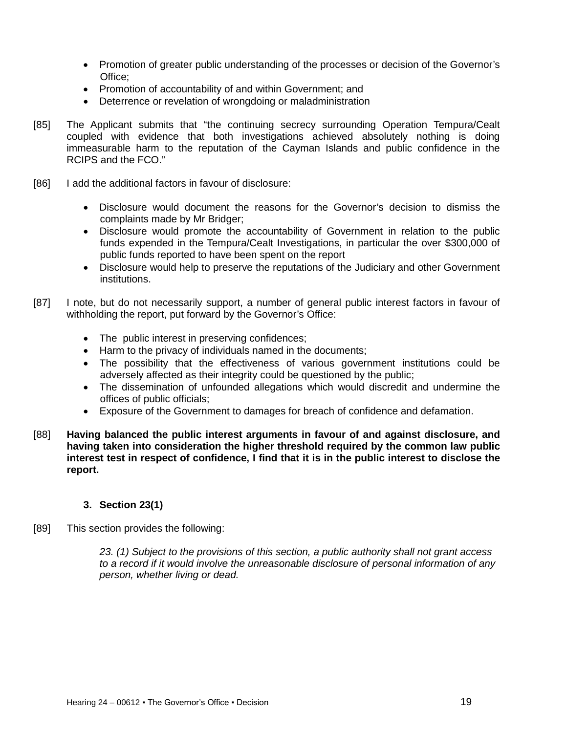- Promotion of greater public understanding of the processes or decision of the Governor's Office;
- Promotion of accountability of and within Government; and
- Deterrence or revelation of wrongdoing or maladministration

[85] The Applicant submits that "the continuing secrecy surrounding Operation Tempura/Cealt coupled with evidence that both investigations achieved absolutely nothing is doing immeasurable harm to the reputation of the Cayman Islands and public confidence in the RCIPS and the FCO."

[86] I add the additional factors in favour of disclosure:

- Disclosure would document the reasons for the Governor's decision to dismiss the complaints made by Mr Bridger;
- Disclosure would promote the accountability of Government in relation to the public funds expended in the Tempura/Cealt Investigations, in particular the over $300,000 of public funds reported to have been spent on the report
- Disclosure would help to preserve the reputations of the Judiciary and other Government institutions.

[87] I note, but do not necessarily support, a number of general public interest factors in favour of withholding the report, put forward by the Governor's Office:

- The public interest in preserving confidences;
- Harm to the privacy of individuals named in the documents;
- The possibility that the effectiveness of various government institutions could be adversely affected as their integrity could be questioned by the public;
- The dissemination of unfounded allegations which would discredit and undermine the offices of public officials;
- Exposure of the Government to damages for breach of confidence and defamation.

[88] **Having balanced the public interest arguments in favour of and against disclosure, and having taken into consideration the higher threshold required by the common law public interest test in respect of confidence, I find that it is in the public interest to disclose the report.**

### 3. Section 23(1)

[89] This section provides the following:

> *23. (1) Subject to the provisions of this section, a public authority shall not grant access to a record if it would involve the unreasonable disclosure of personal information of any person, whether living or dead.*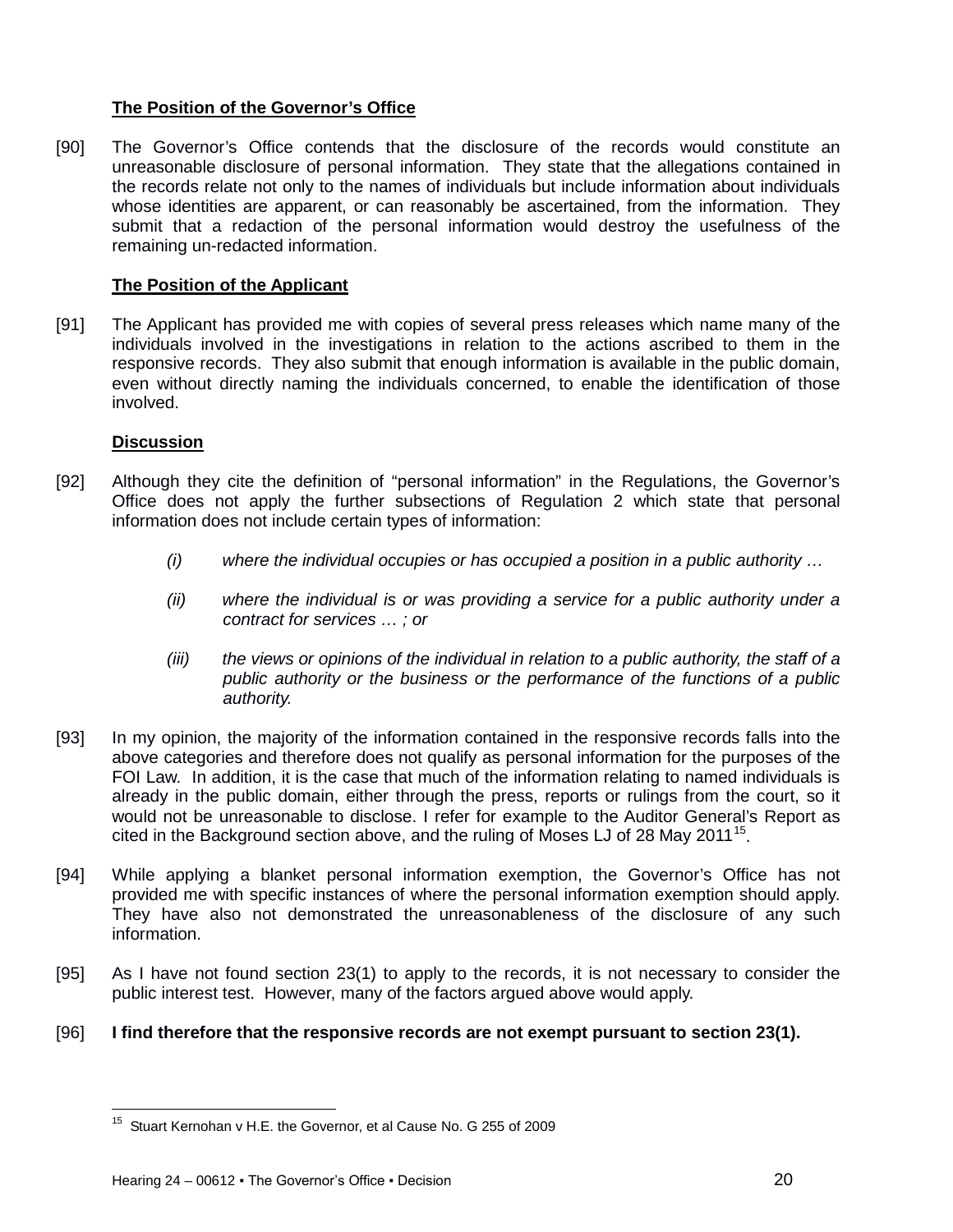**The Position of the Governor's Office**

[90] The Governor's Office contends that the disclosure of the records would constitute an unreasonable disclosure of personal information. They state that the allegations contained in the records relate not only to the names of individuals but include information about individuals whose identities are apparent, or can reasonably be ascertained, from the information. They submit that a redaction of the personal information would destroy the usefulness of the remaining un-redacted information.

**The Position of the Applicant**

[91] The Applicant has provided me with copies of several press releases which name many of the individuals involved in the investigations in relation to the actions ascribed to them in the responsive records. They also submit that enough information is available in the public domain, even without directly naming the individuals concerned, to enable the identification of those involved.

**Discussion**

[92] Although they cite the definition of "personal information" in the Regulations, the Governor's Office does not apply the further subsections of Regulation 2 which state that personal information does not include certain types of information:

> *(i) where the individual occupies or has occupied a position in a public authority …*
>
> *(ii) where the individual is or was providing a service for a public authority under a contract for services … ; or*
>
> *(iii) the views or opinions of the individual in relation to a public authority, the staff of a public authority or the business or the performance of the functions of a public authority.*

[93] In my opinion, the majority of the information contained in the responsive records falls into the above categories and therefore does not qualify as personal information for the purposes of the FOI Law. In addition, it is the case that much of the information relating to named individuals is already in the public domain, either through the press, reports or rulings from the court, so it would not be unreasonable to disclose. I refer for example to the Auditor General's Report as cited in the Background section above, and the ruling of Moses LJ of 28 May 2011[15].

[94] While applying a blanket personal information exemption, the Governor's Office has not provided me with specific instances of where the personal information exemption should apply. They have also not demonstrated the unreasonableness of the disclosure of any such information.

[95] As I have not found section 23(1) to apply to the records, it is not necessary to consider the public interest test. However, many of the factors argued above would apply.

[96] **I find therefore that the responsive records are not exempt pursuant to section 23(1).**

---

[15] Stuart Kernohan v H.E. the Governor, et al Cause No. G 255 of 2009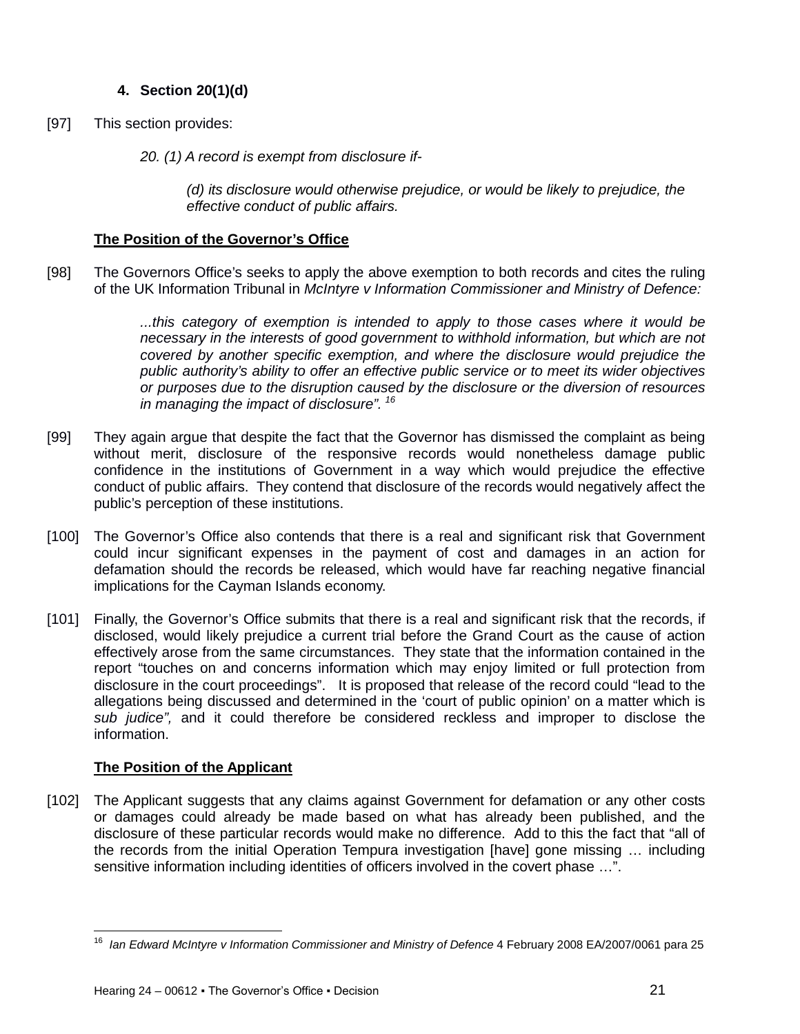### 4. Section 20(1)(d)

[97] This section provides:

> *20. (1) A record is exempt from disclosure if-*
>
> *(d) its disclosure would otherwise prejudice, or would be likely to prejudice, the effective conduct of public affairs.*

**The Position of the Governor's Office**

[98] The Governors Office's seeks to apply the above exemption to both records and cites the ruling of the UK Information Tribunal in *McIntyre v Information Commissioner and Ministry of Defence:*

> *...this category of exemption is intended to apply to those cases where it would be necessary in the interests of good government to withhold information, but which are not covered by another specific exemption, and where the disclosure would prejudice the public authority's ability to offer an effective public service or to meet its wider objectives or purposes due to the disruption caused by the disclosure or the diversion of resources in managing the impact of disclosure".* [16]

[99] They again argue that despite the fact that the Governor has dismissed the complaint as being without merit, disclosure of the responsive records would nonetheless damage public confidence in the institutions of Government in a way which would prejudice the effective conduct of public affairs. They contend that disclosure of the records would negatively affect the public's perception of these institutions.

[100] The Governor's Office also contends that there is a real and significant risk that Government could incur significant expenses in the payment of cost and damages in an action for defamation should the records be released, which would have far reaching negative financial implications for the Cayman Islands economy.

[101] Finally, the Governor's Office submits that there is a real and significant risk that the records, if disclosed, would likely prejudice a current trial before the Grand Court as the cause of action effectively arose from the same circumstances. They state that the information contained in the report "touches on and concerns information which may enjoy limited or full protection from disclosure in the court proceedings". It is proposed that release of the record could "lead to the allegations being discussed and determined in the 'court of public opinion' on a matter which is *sub judice",* and it could therefore be considered reckless and improper to disclose the information.

**The Position of the Applicant**

[102] The Applicant suggests that any claims against Government for defamation or any other costs or damages could already be made based on what has already been published, and the disclosure of these particular records would make no difference. Add to this the fact that "all of the records from the initial Operation Tempura investigation [have] gone missing … including sensitive information including identities of officers involved in the covert phase …".

---

[16] *Ian Edward McIntyre v Information Commissioner and Ministry of Defence* 4 February 2008 EA/2007/0061 para 25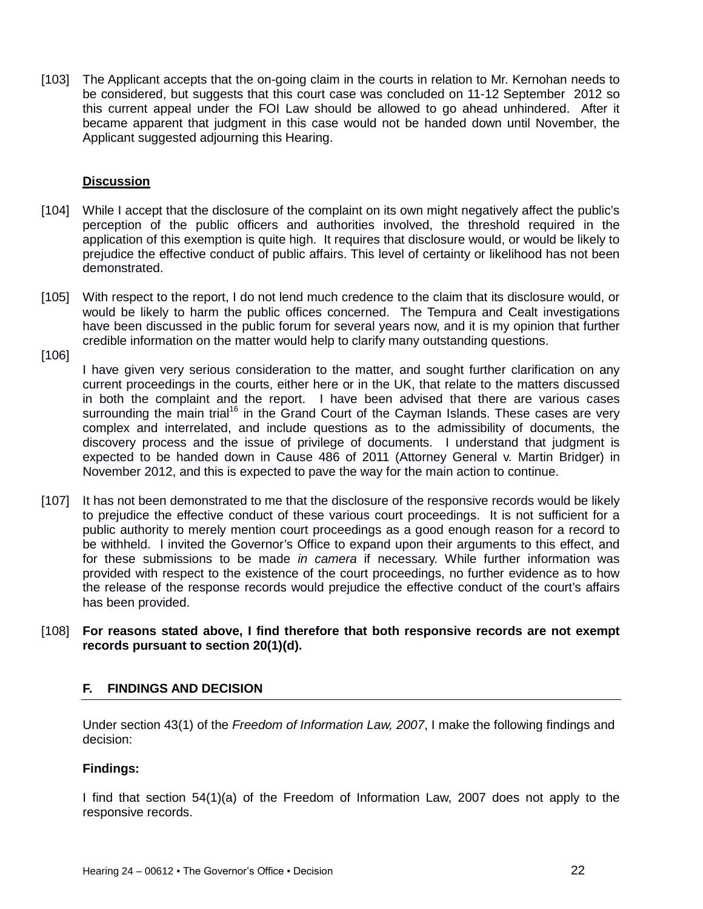[103] The Applicant accepts that the on-going claim in the courts in relation to Mr. Kernohan needs to be considered, but suggests that this court case was concluded on 11-12 September 2012 so this current appeal under the FOI Law should be allowed to go ahead unhindered. After it became apparent that judgment in this case would not be handed down until November, the Applicant suggested adjourning this Hearing.

**Discussion**

[104] While I accept that the disclosure of the complaint on its own might negatively affect the public's perception of the public officers and authorities involved, the threshold required in the application of this exemption is quite high. It requires that disclosure would, or would be likely to prejudice the effective conduct of public affairs. This level of certainty or likelihood has not been demonstrated.

[105] With respect to the report, I do not lend much credence to the claim that its disclosure would, or would be likely to harm the public offices concerned. The Tempura and Cealt investigations have been discussed in the public forum for several years now, and it is my opinion that further credible information on the matter would help to clarify many outstanding questions.

[106] I have given very serious consideration to the matter, and sought further clarification on any current proceedings in the courts, either here or in the UK, that relate to the matters discussed in both the complaint and the report. I have been advised that there are various cases surrounding the main trial[16] in the Grand Court of the Cayman Islands. These cases are very complex and interrelated, and include questions as to the admissibility of documents, the discovery process and the issue of privilege of documents. I understand that judgment is expected to be handed down in Cause 486 of 2011 (Attorney General v. Martin Bridger) in November 2012, and this is expected to pave the way for the main action to continue.

[107] It has not been demonstrated to me that the disclosure of the responsive records would be likely to prejudice the effective conduct of these various court proceedings. It is not sufficient for a public authority to merely mention court proceedings as a good enough reason for a record to be withheld. I invited the Governor's Office to expand upon their arguments to this effect, and for these submissions to be made *in camera* if necessary. While further information was provided with respect to the existence of the court proceedings, no further evidence as to how the release of the response records would prejudice the effective conduct of the court's affairs has been provided.

[108] **For reasons stated above, I find therefore that both responsive records are not exempt records pursuant to section 20(1)(d).**

## F. FINDINGS AND DECISION

Under section 43(1) of the *Freedom of Information Law, 2007*, I make the following findings and decision:

**Findings:**

I find that section 54(1)(a) of the Freedom of Information Law, 2007 does not apply to the responsive records.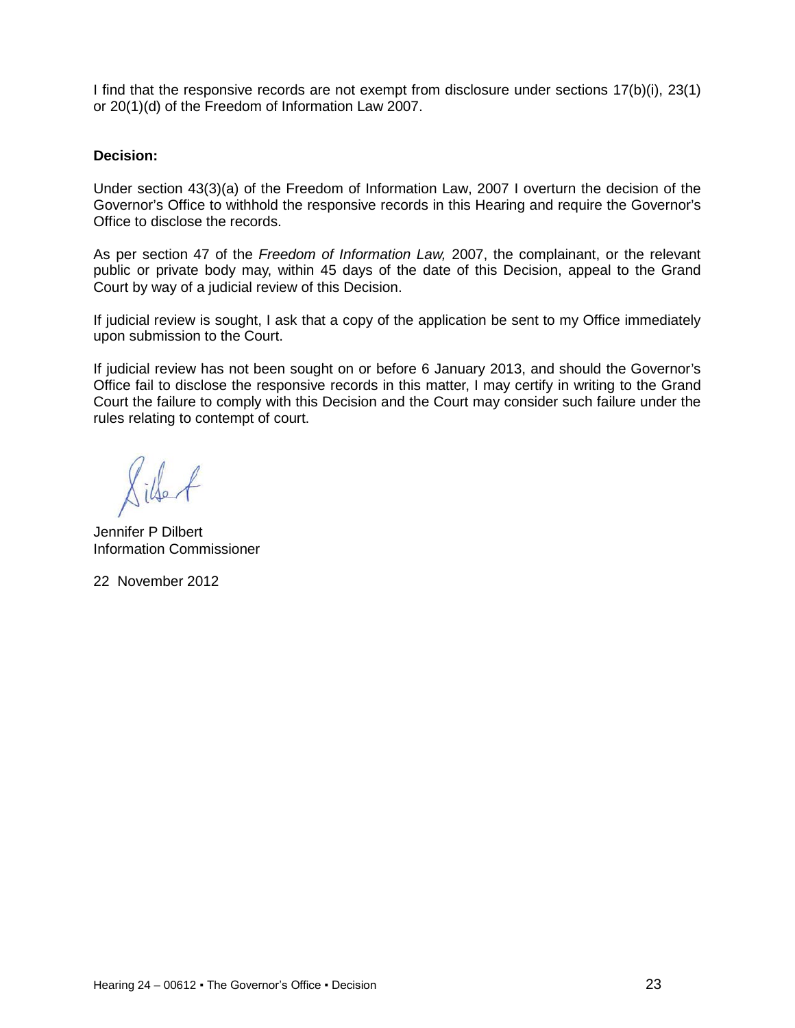I find that the responsive records are not exempt from disclosure under sections 17(b)(i), 23(1) or 20(1)(d) of the Freedom of Information Law 2007.

**Decision:**

Under section 43(3)(a) of the Freedom of Information Law, 2007 I overturn the decision of the Governor's Office to withhold the responsive records in this Hearing and require the Governor's Office to disclose the records.

As per section 47 of the *Freedom of Information Law,* 2007, the complainant, or the relevant public or private body may, within 45 days of the date of this Decision, appeal to the Grand Court by way of a judicial review of this Decision.

If judicial review is sought, I ask that a copy of the application be sent to my Office immediately upon submission to the Court.

If judicial review has not been sought on or before 6 January 2013, and should the Governor's Office fail to disclose the responsive records in this matter, I may certify in writing to the Grand Court the failure to comply with this Decision and the Court may consider such failure under the rules relating to contempt of court.

Jennifer P Dilbert
Information Commissioner

22 November 2012